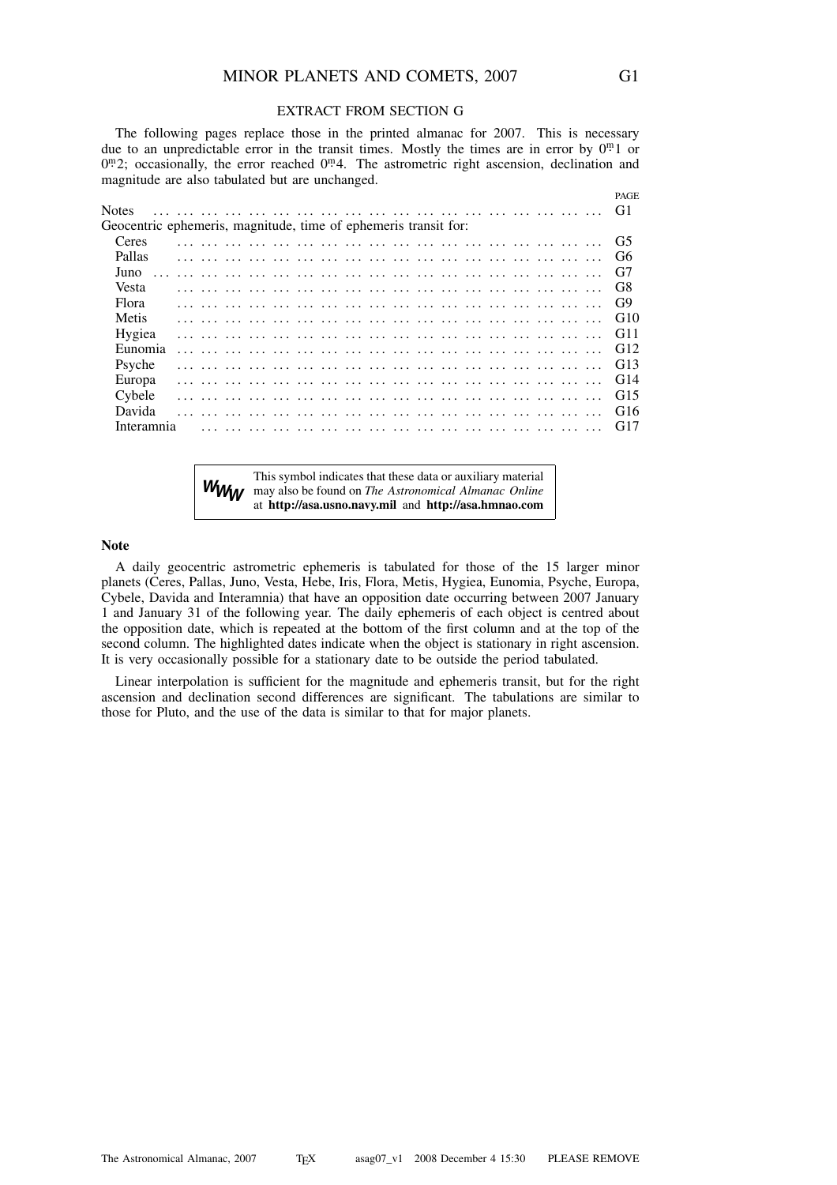# MINOR PLANETS AND COMETS, 2007

## EXTRACT FROM SECTION G

The following pages replace those in the printed almanac for 2007. This is necessary due to an unpredictable error in the transit times. Mostly the times are in error by $0^{m}1$ or $0^{m}2$; occasionally, the error reached $0^{m}4$. The astrometric right ascension, declination and magnitude are also tabulated but are unchanged.

| | PAGE |
|---|---|
| Notes | G1 |
| Geocentric ephemeris, magnitude, time of ephemeris transit for: | |
| Ceres | G5 |
| Pallas | G6 |
| Juno | G7 |
| Vesta | G8 |
| Flora | G9 |
| Metis | G10 |
| Hygiea | G11 |
| Eunomia | G12 |
| Psyche | G13 |
| Europa | G14 |
| Cybele | G15 |
| Davida | G16 |
| Interamnia | G17 |

WWW This symbol indicates that these data or auxiliary material may also be found on *The Astronomical Almanac Online* at **http://asa.usno.navy.mil** and **http://asa.hmnao.com**

### Note

A daily geocentric astrometric ephemeris is tabulated for those of the 15 larger minor planets (Ceres, Pallas, Juno, Vesta, Hebe, Iris, Flora, Metis, Hygiea, Eunomia, Psyche, Europa, Cybele, Davida and Interamnia) that have an opposition date occurring between 2007 January 1 and January 31 of the following year. The daily ephemeris of each object is centred about the opposition date, which is repeated at the bottom of the first column and at the top of the second column. The highlighted dates indicate when the object is stationary in right ascension. It is very occasionally possible for a stationary date to be outside the period tabulated.

Linear interpolation is sufficient for the magnitude and ephemeris transit, but for the right ascension and declination second differences are significant. The tabulations are similar to those for Pluto, and the use of the data is similar to that for major planets.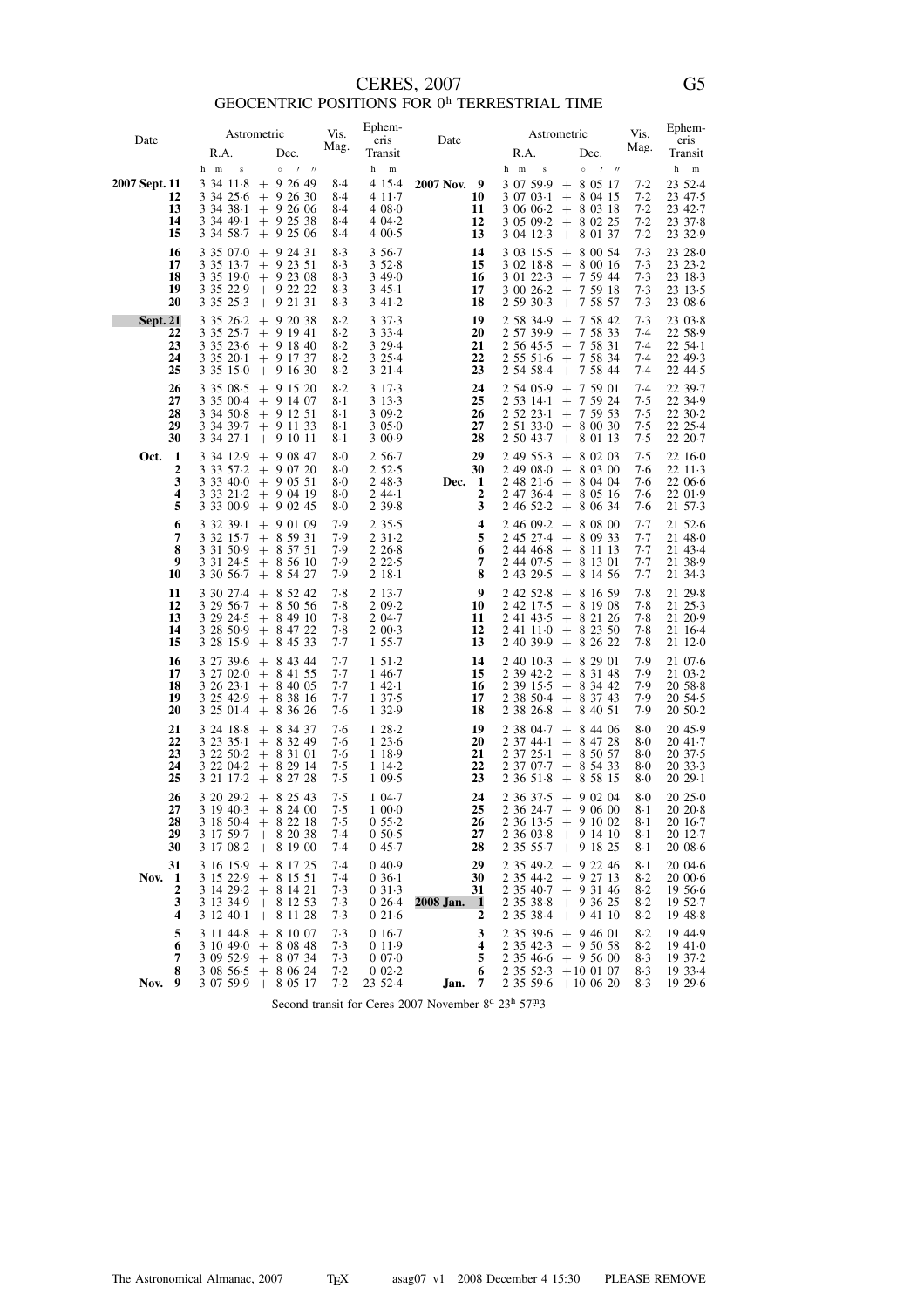# CERES, 2007

## GEOCENTRIC POSITIONS FOR 0ʰ TERRESTRIAL TIME

| Date | Astrometric R.A. | Astrometric Dec. | Vis. Mag. | Ephemeris Transit | Date | Astrometric R.A. | Astrometric Dec. | Vis. Mag. | Ephemeris Transit |
|---|---|---|---|---|---|---|---|---|---|
| | h m s | ° ′ ″ | | h m | | h m s | ° ′ ″ | | h m |
| **2007 Sept. 11** | 3 34 11·8 | + 9 26 49 | 8·4 | 4 15·4 | **2007 Nov. 9** | 3 07 59·9 | + 8 05 17 | 7·2 | 23 52·4 |
| **12** | 3 34 25·6 | + 9 26 30 | 8·4 | 4 11·7 | **10** | 3 07 03·1 | + 8 04 15 | 7·2 | 23 47·5 |
| **13** | 3 34 38·1 | + 9 26 06 | 8·4 | 4 08·0 | **11** | 3 06 06·2 | + 8 03 18 | 7·2 | 23 42·7 |
| **14** | 3 34 49·1 | + 9 25 38 | 8·4 | 4 04·2 | **12** | 3 05 09·2 | + 8 02 25 | 7·2 | 23 37·8 |
| **15** | 3 34 58·7 | + 9 25 06 | 8·4 | 4 00·5 | **13** | 3 04 12·3 | + 8 01 37 | 7·2 | 23 32·9 |
| **16** | 3 35 07·0 | + 9 24 31 | 8·3 | 3 56·7 | **14** | 3 03 15·5 | + 8 00 54 | 7·3 | 23 28·0 |
| **17** | 3 35 13·7 | + 9 23 51 | 8·3 | 3 52·8 | **15** | 3 02 18·8 | + 8 00 16 | 7·3 | 23 23·2 |
| **18** | 3 35 19·0 | + 9 23 08 | 8·3 | 3 49·0 | **16** | 3 01 22·3 | + 7 59 44 | 7·3 | 23 18·3 |
| **19** | 3 35 22·9 | + 9 22 22 | 8·3 | 3 45·1 | **17** | 3 00 26·2 | + 7 59 18 | 7·3 | 23 13·5 |
| **20** | 3 35 25·3 | + 9 21 31 | 8·3 | 3 41·2 | **18** | 2 59 30·3 | + 7 58 57 | 7·3 | 23 08·6 |
| **Sept. 21** | 3 35 26·2 | + 9 20 38 | 8·2 | 3 37·3 | **19** | 2 58 34·9 | + 7 58 42 | 7·3 | 23 03·8 |
| **22** | 3 35 25·7 | + 9 19 41 | 8·2 | 3 33·4 | **20** | 2 57 39·9 | + 7 58 33 | 7·4 | 22 58·9 |
| **23** | 3 35 23·6 | + 9 18 40 | 8·2 | 3 29·4 | **21** | 2 56 45·5 | + 7 58 31 | 7·4 | 22 54·1 |
| **24** | 3 35 20·1 | + 9 17 37 | 8·2 | 3 25·4 | **22** | 2 55 51·6 | + 7 58 34 | 7·4 | 22 49·3 |
| **25** | 3 35 15·0 | + 9 16 30 | 8·2 | 3 21·4 | **23** | 2 54 58·4 | + 7 58 44 | 7·4 | 22 44·5 |
| **26** | 3 35 08·5 | + 9 15 20 | 8·2 | 3 17·3 | **24** | 2 54 05·9 | + 7 59 01 | 7·4 | 22 39·7 |
| **27** | 3 35 00·4 | + 9 14 07 | 8·1 | 3 13·3 | **25** | 2 53 14·1 | + 7 59 24 | 7·5 | 22 34·9 |
| **28** | 3 34 50·8 | + 9 12 51 | 8·1 | 3 09·2 | **26** | 2 52 23·1 | + 7 59 53 | 7·5 | 22 30·2 |
| **29** | 3 34 39·7 | + 9 11 33 | 8·1 | 3 05·0 | **27** | 2 51 33·0 | + 8 00 30 | 7·5 | 22 25·4 |
| **30** | 3 34 27·1 | + 9 10 11 | 8·1 | 3 00·9 | **28** | 2 50 43·7 | + 8 01 13 | 7·5 | 22 20·7 |
| **Oct. 1** | 3 34 12·9 | + 9 08 47 | 8·0 | 2 56·7 | **29** | 2 49 55·3 | + 8 02 03 | 7·5 | 22 16·0 |
| **2** | 3 33 57·2 | + 9 07 20 | 8·0 | 2 52·5 | **30** | 2 49 08·0 | + 8 03 00 | 7·6 | 22 11·3 |
| **3** | 3 33 40·0 | + 9 05 51 | 8·0 | 2 48·3 | **Dec. 1** | 2 48 21·6 | + 8 04 04 | 7·6 | 22 06·6 |
| **4** | 3 33 21·2 | + 9 04 19 | 8·0 | 2 44·1 | **2** | 2 47 36·4 | + 8 05 16 | 7·6 | 22 01·9 |
| **5** | 3 33 00·9 | + 9 02 45 | 8·0 | 2 39·8 | **3** | 2 46 52·2 | + 8 06 34 | 7·6 | 21 57·3 |
| **6** | 3 32 39·1 | + 9 01 09 | 7·9 | 2 35·5 | **4** | 2 46 09·2 | + 8 08 00 | 7·7 | 21 52·6 |
| **7** | 3 32 15·7 | + 8 59 31 | 7·9 | 2 31·2 | **5** | 2 45 27·4 | + 8 09 33 | 7·7 | 21 48·0 |
| **8** | 3 31 50·9 | + 8 57 51 | 7·9 | 2 26·8 | **6** | 2 44 46·8 | + 8 11 13 | 7·7 | 21 43·4 |
| **9** | 3 31 24·5 | + 8 56 10 | 7·9 | 2 22·5 | **7** | 2 44 07·5 | + 8 13 01 | 7·7 | 21 38·9 |
| **10** | 3 30 56·7 | + 8 54 27 | 7·9 | 2 18·1 | **8** | 2 43 29·5 | + 8 14 56 | 7·7 | 21 34·3 |
| **11** | 3 30 27·4 | + 8 52 42 | 7·8 | 2 13·7 | **9** | 2 42 52·8 | + 8 16 59 | 7·8 | 21 29·8 |
| **12** | 3 29 56·7 | + 8 50 56 | 7·8 | 2 09·2 | **10** | 2 42 17·5 | + 8 19 08 | 7·8 | 21 25·3 |
| **13** | 3 29 24·5 | + 8 49 10 | 7·8 | 2 04·7 | **11** | 2 41 43·5 | + 8 21 26 | 7·8 | 21 20·9 |
| **14** | 3 28 50·9 | + 8 47 22 | 7·8 | 2 00·3 | **12** | 2 41 11·0 | + 8 23 50 | 7·8 | 21 16·4 |
| **15** | 3 28 15·9 | + 8 45 33 | 7·7 | 1 55·7 | **13** | 2 40 39·9 | + 8 26 22 | 7·8 | 21 12·0 |
| **16** | 3 27 39·6 | + 8 43 44 | 7·7 | 1 51·2 | **14** | 2 40 10·3 | + 8 29 01 | 7·9 | 21 07·6 |
| **17** | 3 27 02·0 | + 8 41 55 | 7·7 | 1 46·7 | **15** | 2 39 42·2 | + 8 31 48 | 7·9 | 21 03·2 |
| **18** | 3 26 23·1 | + 8 40 05 | 7·7 | 1 42·1 | **16** | 2 39 15·5 | + 8 34 42 | 7·9 | 20 58·8 |
| **19** | 3 25 42·9 | + 8 38 16 | 7·7 | 1 37·5 | **17** | 2 38 50·4 | + 8 37 43 | 7·9 | 20 54·5 |
| **20** | 3 25 01·4 | + 8 36 26 | 7·6 | 1 32·9 | **18** | 2 38 26·8 | + 8 40 51 | 7·9 | 20 50·2 |
| **21** | 3 24 18·8 | + 8 34 37 | 7·6 | 1 28·2 | **19** | 2 38 04·7 | + 8 44 06 | 8·0 | 20 45·9 |
| **22** | 3 23 35·1 | + 8 32 49 | 7·6 | 1 23·6 | **20** | 2 37 44·1 | + 8 47 28 | 8·0 | 20 41·7 |
| **23** | 3 22 50·2 | + 8 31 01 | 7·6 | 1 18·9 | **21** | 2 37 25·1 | + 8 50 57 | 8·0 | 20 37·5 |
| **24** | 3 22 04·2 | + 8 29 14 | 7·5 | 1 14·2 | **22** | 2 37 07·7 | + 8 54 33 | 8·0 | 20 33·3 |
| **25** | 3 21 17·2 | + 8 27 28 | 7·5 | 1 09·5 | **23** | 2 36 51·8 | + 8 58 15 | 8·0 | 20 29·1 |
| **26** | 3 20 29·2 | + 8 25 43 | 7·5 | 1 04·7 | **24** | 2 36 37·5 | + 9 02 04 | 8·0 | 20 25·0 |
| **27** | 3 19 40·3 | + 8 24 00 | 7·5 | 1 00·0 | **25** | 2 36 24·7 | + 9 06 00 | 8·1 | 20 20·8 |
| **28** | 3 18 50·4 | + 8 22 18 | 7·5 | 0 55·2 | **26** | 2 36 13·5 | + 9 10 02 | 8·1 | 20 16·7 |
| **29** | 3 17 59·7 | + 8 20 38 | 7·4 | 0 50·5 | **27** | 2 36 03·8 | + 9 14 10 | 8·1 | 20 12·7 |
| **30** | 3 17 08·2 | + 8 19 00 | 7·4 | 0 45·7 | **28** | 2 35 55·7 | + 9 18 25 | 8·1 | 20 08·6 |
| **31** | 3 16 15·9 | + 8 17 25 | 7·4 | 0 40·9 | **29** | 2 35 49·2 | + 9 22 46 | 8·1 | 20 04·6 |
| **Nov. 1** | 3 15 22·9 | + 8 15 51 | 7·4 | 0 36·1 | **30** | 2 35 44·2 | + 9 27 13 | 8·2 | 20 00·6 |
| **2** | 3 14 29·2 | + 8 14 21 | 7·3 | 0 31·3 | **31** | 2 35 40·7 | + 9 31 46 | 8·2 | 19 56·6 |
| **3** | 3 13 34·9 | + 8 12 53 | 7·3 | 0 26·4 | **2008 Jan. 1** | 2 35 38·8 | + 9 36 25 | 8·2 | 19 52·7 |
| **4** | 3 12 40·1 | + 8 11 28 | 7·3 | 0 21·6 | **2** | 2 35 38·4 | + 9 41 10 | 8·2 | 19 48·8 |
| **5** | 3 11 44·8 | + 8 10 07 | 7·3 | 0 16·7 | **3** | 2 35 39·6 | + 9 46 01 | 8·2 | 19 44·9 |
| **6** | 3 10 49·0 | + 8 08 48 | 7·3 | 0 11·9 | **4** | 2 35 42·3 | + 9 50 58 | 8·2 | 19 41·0 |
| **7** | 3 09 52·9 | + 8 07 34 | 7·3 | 0 07·0 | **5** | 2 35 46·6 | + 9 56 00 | 8·3 | 19 37·2 |
| **8** | 3 08 56·5 | + 8 06 24 | 7·2 | 0 02·2 | **6** | 2 35 52·3 | +10 01 07 | 8·3 | 19 33·4 |
| **Nov. 9** | 3 07 59·9 | + 8 05 17 | 7·2 | 23 52·4 | **Jan. 7** | 2 35 59·6 | +10 06 20 | 8·3 | 19 29·6 |

Second transit for Ceres 2007 November 8ᵈ 23ʰ 57ᵐ3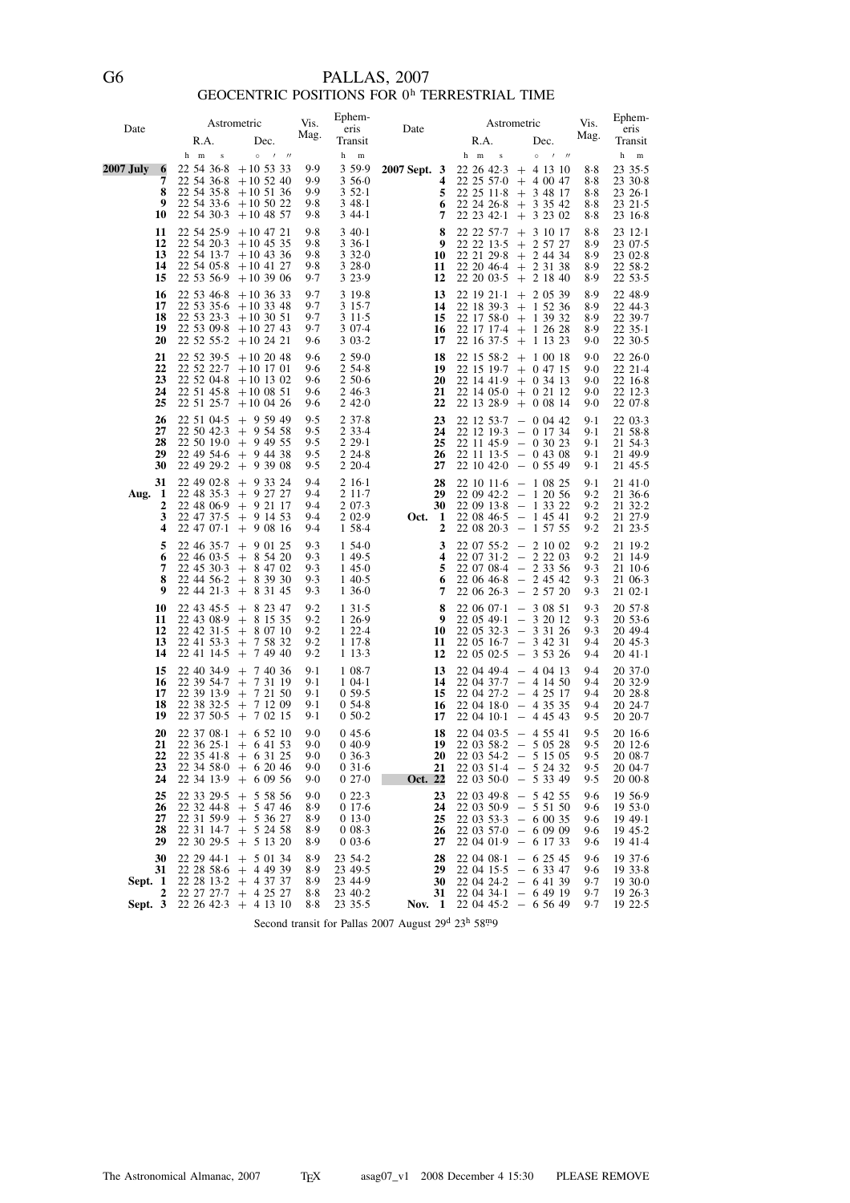# PALLAS, 2007

## GEOCENTRIC POSITIONS FOR 0h TERRESTRIAL TIME

| Date | Astrometric R.A. | Astrometric Dec. | Vis. Mag. | Ephemeris Transit | Date | Astrometric R.A. | Astrometric Dec. | Vis. Mag. | Ephemeris Transit |
|---|---|---|---|---|---|---|---|---|---|
| | h m s | ° ′ ″ | | h m | | h m s | ° ′ ″ | | h m |
| **2007 July 6** | 22 54 36·8 | +10 53 33 | 9·9 | 3 59·9 | **2007 Sept. 3** | 22 26 42·3 | + 4 13 10 | 8·8 | 23 35·5 |
| 7 | 22 54 36·8 | +10 52 40 | 9·9 | 3 56·0 | 4 | 22 25 57·0 | + 4 00 47 | 8·8 | 23 30·8 |
| 8 | 22 54 35·8 | +10 51 36 | 9·9 | 3 52·1 | 5 | 22 25 11·8 | + 3 48 17 | 8·8 | 23 26·1 |
| 9 | 22 54 33·6 | +10 50 22 | 9·8 | 3 48·1 | 6 | 22 24 26·8 | + 3 35 42 | 8·8 | 23 21·5 |
| 10 | 22 54 30·3 | +10 48 57 | 9·8 | 3 44·1 | 7 | 22 23 42·1 | + 3 23 02 | 8·8 | 23 16·8 |
| 11 | 22 54 25·9 | +10 47 21 | 9·8 | 3 40·1 | 8 | 22 22 57·7 | + 3 10 17 | 8·8 | 23 12·1 |
| 12 | 22 54 20·3 | +10 45 35 | 9·8 | 3 36·1 | 9 | 22 22 13·5 | + 2 57 27 | 8·9 | 23 07·5 |
| 13 | 22 54 13·7 | +10 43 36 | 9·8 | 3 32·0 | 10 | 22 21 29·8 | + 2 44 34 | 8·9 | 23 02·8 |
| 14 | 22 54 05·8 | +10 41 27 | 9·8 | 3 28·0 | 11 | 22 20 46·4 | + 2 31 38 | 8·9 | 22 58·2 |
| 15 | 22 53 56·9 | +10 39 06 | 9·7 | 3 23·9 | 12 | 22 20 03·5 | + 2 18 40 | 8·9 | 22 53·5 |
| 16 | 22 53 46·8 | +10 36 33 | 9·7 | 3 19·8 | 13 | 22 19 21·1 | + 2 05 39 | 8·9 | 22 48·9 |
| 17 | 22 53 35·6 | +10 33 48 | 9·7 | 3 15·7 | 14 | 22 18 39·3 | + 1 52 36 | 8·9 | 22 44·3 |
| 18 | 22 53 23·3 | +10 30 51 | 9·7 | 3 11·5 | 15 | 22 17 58·0 | + 1 39 32 | 8·9 | 22 39·7 |
| 19 | 22 53 09·8 | +10 27 43 | 9·7 | 3 07·4 | 16 | 22 17 17·4 | + 1 26 28 | 8·9 | 22 35·1 |
| 20 | 22 52 55·2 | +10 24 21 | 9·6 | 3 03·2 | 17 | 22 16 37·5 | + 1 13 23 | 9·0 | 22 30·5 |
| 21 | 22 52 39·5 | +10 20 48 | 9·6 | 2 59·0 | 18 | 22 15 58·2 | + 1 00 18 | 9·0 | 22 26·0 |
| 22 | 22 52 22·7 | +10 17 01 | 9·6 | 2 54·8 | 19 | 22 15 19·7 | + 0 47 15 | 9·0 | 22 21·4 |
| 23 | 22 52 04·8 | +10 13 02 | 9·6 | 2 50·6 | 20 | 22 14 41·9 | + 0 34 13 | 9·0 | 22 16·8 |
| 24 | 22 51 45·8 | +10 08 51 | 9·6 | 2 46·3 | 21 | 22 14 05·0 | + 0 21 12 | 9·0 | 22 12·3 |
| 25 | 22 51 25·7 | +10 04 26 | 9·6 | 2 42·0 | 22 | 22 13 28·9 | + 0 08 14 | 9·0 | 22 07·8 |
| 26 | 22 51 04·5 | + 9 59 49 | 9·5 | 2 37·8 | 23 | 22 12 53·7 | − 0 04 42 | 9·1 | 22 03·3 |
| 27 | 22 50 42·3 | + 9 54 58 | 9·5 | 2 33·4 | 24 | 22 12 19·3 | − 0 17 34 | 9·1 | 21 58·8 |
| 28 | 22 50 19·0 | + 9 49 55 | 9·5 | 2 29·1 | 25 | 22 11 45·9 | − 0 30 23 | 9·1 | 21 54·3 |
| 29 | 22 49 54·6 | + 9 44 38 | 9·5 | 2 24·8 | 26 | 22 11 13·5 | − 0 43 08 | 9·1 | 21 49·9 |
| 30 | 22 49 29·2 | + 9 39 08 | 9·5 | 2 20·4 | 27 | 22 10 42·0 | − 0 55 49 | 9·1 | 21 45·5 |
| 31 | 22 49 02·8 | + 9 33 24 | 9·4 | 2 16·1 | 28 | 22 10 11·6 | − 1 08 25 | 9·1 | 21 41·0 |
| Aug. 1 | 22 48 35·3 | + 9 27 27 | 9·4 | 2 11·7 | 29 | 22 09 42·2 | − 1 20 56 | 9·2 | 21 36·6 |
| 2 | 22 48 06·9 | + 9 21 17 | 9·4 | 2 07·3 | 30 | 22 09 13·8 | − 1 33 22 | 9·2 | 21 32·2 |
| 3 | 22 47 37·5 | + 9 14 53 | 9·4 | 2 02·9 | Oct. 1 | 22 08 46·5 | − 1 45 41 | 9·2 | 21 27·9 |
| 4 | 22 47 07·1 | + 9 08 16 | 9·4 | 1 58·4 | 2 | 22 08 20·3 | − 1 57 55 | 9·2 | 21 23·5 |
| 5 | 22 46 35·7 | + 9 01 25 | 9·3 | 1 54·0 | 3 | 22 07 55·2 | − 2 10 02 | 9·2 | 21 19·2 |
| 6 | 22 46 03·5 | + 8 54 20 | 9·3 | 1 49·5 | 4 | 22 07 31·2 | − 2 22 03 | 9·2 | 21 14·9 |
| 7 | 22 45 30·3 | + 8 47 02 | 9·3 | 1 45·0 | 5 | 22 07 08·4 | − 2 33 56 | 9·3 | 21 10·6 |
| 8 | 22 44 56·2 | + 8 39 30 | 9·3 | 1 40·5 | 6 | 22 06 46·8 | − 2 45 42 | 9·3 | 21 06·3 |
| 9 | 22 44 21·3 | + 8 31 45 | 9·3 | 1 36·0 | 7 | 22 06 26·3 | − 2 57 20 | 9·3 | 21 02·1 |
| 10 | 22 43 45·5 | + 8 23 47 | 9·2 | 1 31·5 | 8 | 22 06 07·1 | − 3 08 51 | 9·3 | 20 57·8 |
| 11 | 22 43 08·9 | + 8 15 35 | 9·2 | 1 26·9 | 9 | 22 05 49·1 | − 3 20 12 | 9·3 | 20 53·6 |
| 12 | 22 42 31·5 | + 8 07 10 | 9·2 | 1 22·4 | 10 | 22 05 32·3 | − 3 31 26 | 9·3 | 20 49·4 |
| 13 | 22 41 53·3 | + 7 58 32 | 9·2 | 1 17·8 | 11 | 22 05 16·7 | − 3 42 31 | 9·4 | 20 45·3 |
| 14 | 22 41 14·5 | + 7 49 40 | 9·2 | 1 13·3 | 12 | 22 05 02·5 | − 3 53 26 | 9·4 | 20 41·1 |
| 15 | 22 40 34·9 | + 7 40 36 | 9·1 | 1 08·7 | 13 | 22 04 49·4 | − 4 04 13 | 9·4 | 20 37·0 |
| 16 | 22 39 54·7 | + 7 31 19 | 9·1 | 1 04·1 | 14 | 22 04 37·7 | − 4 14 50 | 9·4 | 20 32·9 |
| 17 | 22 39 13·9 | + 7 21 50 | 9·1 | 0 59·5 | 15 | 22 04 27·2 | − 4 25 17 | 9·4 | 20 28·8 |
| 18 | 22 38 32·5 | + 7 12 09 | 9·1 | 0 54·8 | 16 | 22 04 18·0 | − 4 35 35 | 9·4 | 20 24·7 |
| 19 | 22 37 50·5 | + 7 02 15 | 9·1 | 0 50·2 | 17 | 22 04 10·1 | − 4 45 43 | 9·5 | 20 20·7 |
| 20 | 22 37 08·1 | + 6 52 10 | 9·0 | 0 45·6 | 18 | 22 04 03·5 | − 4 55 41 | 9·5 | 20 16·6 |
| 21 | 22 36 25·1 | + 6 41 53 | 9·0 | 0 40·9 | 19 | 22 03 58·2 | − 5 05 28 | 9·5 | 20 12·6 |
| 22 | 22 35 41·8 | + 6 31 25 | 9·0 | 0 36·3 | 20 | 22 03 54·2 | − 5 15 05 | 9·5 | 20 08·7 |
| 23 | 22 34 58·0 | + 6 20 46 | 9·0 | 0 31·6 | 21 | 22 03 51·4 | − 5 24 32 | 9·5 | 20 04·7 |
| 24 | 22 34 13·9 | + 6 09 56 | 9·0 | 0 27·0 | Oct. 22 | 22 03 50·0 | − 5 33 49 | 9·5 | 20 00·8 |
| 25 | 22 33 29·5 | + 5 58 56 | 9·0 | 0 22·3 | 23 | 22 03 49·8 | − 5 42 55 | 9·6 | 19 56·9 |
| 26 | 22 32 44·8 | + 5 47 46 | 8·9 | 0 17·6 | 24 | 22 03 50·9 | − 5 51 50 | 9·6 | 19 53·0 |
| 27 | 22 31 59·9 | + 5 36 27 | 8·9 | 0 13·0 | 25 | 22 03 53·3 | − 6 00 35 | 9·6 | 19 49·1 |
| 28 | 22 31 14·7 | + 5 24 58 | 8·9 | 0 08·3 | 26 | 22 03 57·0 | − 6 09 09 | 9·6 | 19 45·2 |
| 29 | 22 30 29·5 | + 5 13 20 | 8·9 | 0 03·6 | 27 | 22 04 01·9 | − 6 17 33 | 9·6 | 19 41·4 |
| 30 | 22 29 44·1 | + 5 01 34 | 8·9 | 23 54·2 | 28 | 22 04 08·1 | − 6 25 45 | 9·6 | 19 37·6 |
| 31 | 22 28 58·6 | + 4 49 39 | 8·9 | 23 49·5 | 29 | 22 04 15·5 | − 6 33 47 | 9·6 | 19 33·8 |
| Sept. 1 | 22 28 13·2 | + 4 37 37 | 8·9 | 23 44·9 | 30 | 22 04 24·2 | − 6 41 39 | 9·7 | 19 30·0 |
| 2 | 22 27 27·7 | + 4 25 27 | 8·8 | 23 40·2 | 31 | 22 04 34·1 | − 6 49 19 | 9·7 | 19 26·3 |
| Sept. 3 | 22 26 42·3 | + 4 13 10 | 8·8 | 23 35·5 | Nov. 1 | 22 04 45·2 | − 6 56 49 | 9·7 | 19 22·5 |

Second transit for Pallas 2007 August 29d 23h 58m9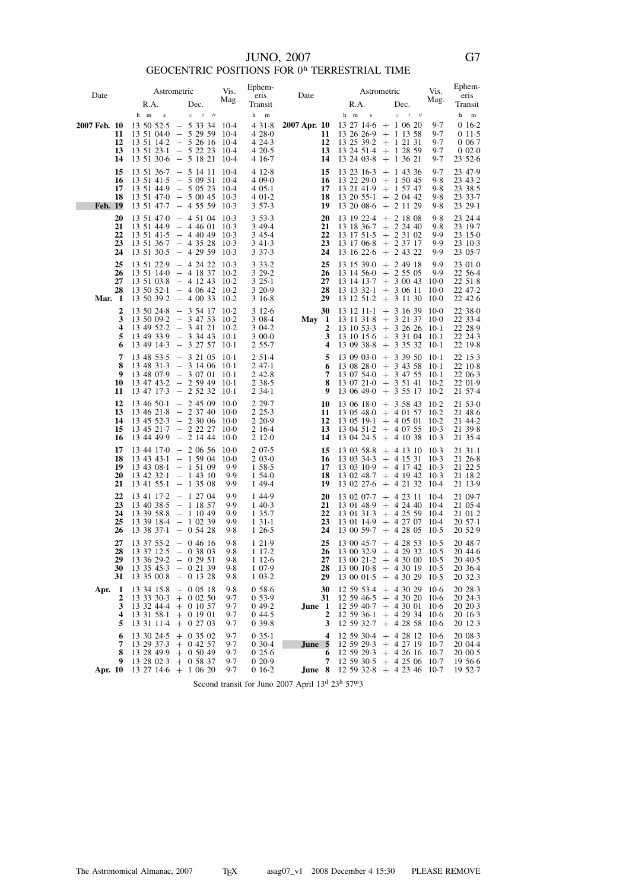# JUNO, 2007

## GEOCENTRIC POSITIONS FOR $0^h$ TERRESTRIAL TIME

| Date | Astrometric R.A. | Astrometric Dec. | Vis. Mag. | Ephemeris Transit | Date | Astrometric R.A. | Astrometric Dec. | Vis. Mag. | Ephemeris Transit |
|---|---|---|---|---|---|---|---|---|---|
| | h m s | ° ′ ″ | | h m | | h m s | ° ′ ″ | | h m |
| **2007 Feb. 10** | 13 50 52·5 | − 5 33 34 | 10·4 | 4 31·8 | **2007 Apr. 10** | 13 27 14·6 | + 1 06 20 | 9·7 | 0 16·2 |
| **11** | 13 51 04·0 | − 5 29 59 | 10·4 | 4 28·0 | **11** | 13 26 26·9 | + 1 13 58 | 9·7 | 0 11·5 |
| **12** | 13 51 14·2 | − 5 26 16 | 10·4 | 4 24·3 | **12** | 13 25 39·2 | + 1 21 31 | 9·7 | 0 06·7 |
| **13** | 13 51 23·1 | − 5 22 23 | 10·4 | 4 20·5 | **13** | 13 24 51·4 | + 1 28 59 | 9·7 | 0 02·0 |
| **14** | 13 51 30·6 | − 5 18 21 | 10·4 | 4 16·7 | **14** | 13 24 03·8 | + 1 36 21 | 9·7 | 23 52·6 |
| **15** | 13 51 36·7 | − 5 14 11 | 10·4 | 4 12·8 | **15** | 13 23 16·3 | + 1 43 36 | 9·7 | 23 47·9 |
| **16** | 13 51 41·5 | − 5 09 51 | 10·4 | 4 09·0 | **16** | 13 22 29·0 | + 1 50 45 | 9·8 | 23 43·2 |
| **17** | 13 51 44·9 | − 5 05 23 | 10·4 | 4 05·1 | **17** | 13 21 41·9 | + 1 57 47 | 9·8 | 23 38·5 |
| **18** | 13 51 47·0 | − 5 00 45 | 10·3 | 4 01·2 | **18** | 13 20 55·1 | + 2 04 42 | 9·8 | 23 33·7 |
| **Feb. 19** | 13 51 47·7 | − 4 55 59 | 10·3 | 3 57·3 | **19** | 13 20 08·6 | + 2 11 29 | 9·8 | 23 29·1 |
| **20** | 13 51 47·0 | − 4 51 04 | 10·3 | 3 53·3 | **20** | 13 19 22·4 | + 2 18 08 | 9·8 | 23 24·4 |
| **21** | 13 51 44·9 | − 4 46 01 | 10·3 | 3 49·4 | **21** | 13 18 36·7 | + 2 24 40 | 9·8 | 23 19·7 |
| **22** | 13 51 41·5 | − 4 40 49 | 10·3 | 3 45·4 | **22** | 13 17 51·5 | + 2 31 02 | 9·9 | 23 15·0 |
| **23** | 13 51 36·7 | − 4 35 28 | 10·3 | 3 41·3 | **23** | 13 17 06·8 | + 2 37 17 | 9·9 | 23 10·3 |
| **24** | 13 51 30·5 | − 4 29 59 | 10·3 | 3 37·3 | **24** | 13 16 22·6 | + 2 43 22 | 9·9 | 23 05·7 |
| **25** | 13 51 22·9 | − 4 24 22 | 10·3 | 3 33·2 | **25** | 13 15 39·0 | + 2 49 18 | 9·9 | 23 01·0 |
| **26** | 13 51 14·0 | − 4 18 37 | 10·2 | 3 29·2 | **26** | 13 14 56·0 | + 2 55 05 | 9·9 | 22 56·4 |
| **27** | 13 51 03·8 | − 4 12 43 | 10·2 | 3 25·1 | **27** | 13 14 13·7 | + 3 00 43 | 10·0 | 22 51·8 |
| **28** | 13 50 52·1 | − 4 06 42 | 10·2 | 3 20·9 | **28** | 13 13 32·1 | + 3 06 11 | 10·0 | 22 47·2 |
| **Mar. 1** | 13 50 39·2 | − 4 00 33 | 10·2 | 3 16·8 | **29** | 13 12 51·2 | + 3 11 30 | 10·0 | 22 42·6 |
| **2** | 13 50 24·8 | − 3 54 17 | 10·2 | 3 12·6 | **30** | 13 12 11·1 | + 3 16 39 | 10·0 | 22 38·0 |
| **3** | 13 50 09·2 | − 3 47 53 | 10·2 | 3 08·4 | **May 1** | 13 11 31·8 | + 3 21 37 | 10·0 | 22 33·4 |
| **4** | 13 49 52·2 | − 3 41 21 | 10·2 | 3 04·2 | **2** | 13 10 53·3 | + 3 26 26 | 10·1 | 22 28·9 |
| **5** | 13 49 33·9 | − 3 34 43 | 10·1 | 3 00·0 | **3** | 13 10 15·6 | + 3 31 04 | 10·1 | 22 24·3 |
| **6** | 13 49 14·3 | − 3 27 57 | 10·1 | 2 55·7 | **4** | 13 09 38·8 | + 3 35 32 | 10·1 | 22 19·8 |
| **7** | 13 48 53·5 | − 3 21 05 | 10·1 | 2 51·4 | **5** | 13 09 03·0 | + 3 39 50 | 10·1 | 22 15·3 |
| **8** | 13 48 31·3 | − 3 14 06 | 10·1 | 2 47·1 | **6** | 13 08 28·0 | + 3 43 58 | 10·1 | 22 10·8 |
| **9** | 13 48 07·9 | − 3 07 01 | 10·1 | 2 42·8 | **7** | 13 07 54·0 | + 3 47 55 | 10·1 | 22 06·3 |
| **10** | 13 47 43·2 | − 2 59 49 | 10·1 | 2 38·5 | **8** | 13 07 21·0 | + 3 51 41 | 10·2 | 22 01·9 |
| **11** | 13 47 17·3 | − 2 52 32 | 10·1 | 2 34·1 | **9** | 13 06 49·0 | + 3 55 17 | 10·2 | 21 57·4 |
| **12** | 13 46 50·1 | − 2 45 09 | 10·0 | 2 29·7 | **10** | 13 06 18·0 | + 3 58 43 | 10·2 | 21 53·0 |
| **13** | 13 46 21·8 | − 2 37 40 | 10·0 | 2 25·3 | **11** | 13 05 48·0 | + 4 01 57 | 10·2 | 21 48·6 |
| **14** | 13 45 52·3 | − 2 30 06 | 10·0 | 2 20·9 | **12** | 13 05 19·1 | + 4 05 01 | 10·2 | 21 44·2 |
| **15** | 13 45 21·7 | − 2 22 27 | 10·0 | 2 16·4 | **13** | 13 04 51·2 | + 4 07 55 | 10·3 | 21 39·8 |
| **16** | 13 44 49·9 | − 2 14 44 | 10·0 | 2 12·0 | **14** | 13 04 24·5 | + 4 10 38 | 10·3 | 21 35·4 |
| **17** | 13 44 17·0 | − 2 06 56 | 10·0 | 2 07·5 | **15** | 13 03 58·8 | + 4 13 10 | 10·3 | 21 31·1 |
| **18** | 13 43 43·1 | − 1 59 04 | 10·0 | 2 03·0 | **16** | 13 03 34·3 | + 4 15 31 | 10·3 | 21 26·8 |
| **19** | 13 43 08·1 | − 1 51 09 | 9·9 | 1 58·5 | **17** | 13 03 10·9 | + 4 17 42 | 10·3 | 21 22·5 |
| **20** | 13 42 32·1 | − 1 43 10 | 9·9 | 1 54·0 | **18** | 13 02 48·7 | + 4 19 42 | 10·3 | 21 18·2 |
| **21** | 13 41 55·1 | − 1 35 08 | 9·9 | 1 49·4 | **19** | 13 02 27·6 | + 4 21 32 | 10·4 | 21 13·9 |
| **22** | 13 41 17·2 | − 1 27 04 | 9·9 | 1 44·9 | **20** | 13 02 07·7 | + 4 23 11 | 10·4 | 21 09·7 |
| **23** | 13 40 38·5 | − 1 18 57 | 9·9 | 1 40·3 | **21** | 13 01 48·9 | + 4 24 40 | 10·4 | 21 05·4 |
| **24** | 13 39 58·8 | − 1 10 49 | 9·9 | 1 35·7 | **22** | 13 01 31·3 | + 4 25 59 | 10·4 | 21 01·2 |
| **25** | 13 39 18·4 | − 1 02 39 | 9·9 | 1 31·1 | **23** | 13 01 14·9 | + 4 27 07 | 10·4 | 20 57·1 |
| **26** | 13 38 37·1 | − 0 54 28 | 9·8 | 1 26·5 | **24** | 13 00 59·7 | + 4 28 05 | 10·5 | 20 52·9 |
| **27** | 13 37 55·2 | − 0 46 16 | 9·8 | 1 21·9 | **25** | 13 00 45·7 | + 4 28 53 | 10·5 | 20 48·7 |
| **28** | 13 37 12·5 | − 0 38 03 | 9·8 | 1 17·2 | **26** | 13 00 32·9 | + 4 29 32 | 10·5 | 20 44·6 |
| **29** | 13 36 29·2 | − 0 29 51 | 9·8 | 1 12·6 | **27** | 13 00 21·2 | + 4 30 00 | 10·5 | 20 40·5 |
| **30** | 13 35 45·3 | − 0 21 39 | 9·8 | 1 07·9 | **28** | 13 00 10·8 | + 4 30 19 | 10·5 | 20 36·4 |
| **31** | 13 35 00·8 | − 0 13 28 | 9·8 | 1 03·2 | **29** | 13 00 01·5 | + 4 30 29 | 10·5 | 20 32·3 |
| **Apr. 1** | 13 34 15·8 | − 0 05 18 | 9·8 | 0 58·6 | **30** | 12 59 53·4 | + 4 30 29 | 10·6 | 20 28·3 |
| **2** | 13 33 30·3 | + 0 02 50 | 9·7 | 0 53·9 | **31** | 12 59 46·5 | + 4 30 20 | 10·6 | 20 24·3 |
| **3** | 13 32 44·4 | + 0 10 57 | 9·7 | 0 49·2 | **June 1** | 12 59 40·7 | + 4 30 01 | 10·6 | 20 20·3 |
| **4** | 13 31 58·1 | + 0 19 01 | 9·7 | 0 44·5 | **2** | 12 59 36·1 | + 4 29 34 | 10·6 | 20 16·3 |
| **5** | 13 31 11·4 | + 0 27 03 | 9·7 | 0 39·8 | **3** | 12 59 32·7 | + 4 28 58 | 10·6 | 20 12·3 |
| **6** | 13 30 24·5 | + 0 35 02 | 9·7 | 0 35·1 | **4** | 12 59 30·4 | + 4 28 12 | 10·6 | 20 08·3 |
| **7** | 13 29 37·3 | + 0 42 57 | 9·7 | 0 30·4 | **June 5** | 12 59 29·3 | + 4 27 19 | 10·7 | 20 04·4 |
| **8** | 13 28 49·9 | + 0 50 49 | 9·7 | 0 25·6 | **6** | 12 59 29·3 | + 4 26 16 | 10·7 | 20 00·5 |
| **9** | 13 28 02·3 | + 0 58 37 | 9·7 | 0 20·9 | **7** | 12 59 30·5 | + 4 25 06 | 10·7 | 19 56·6 |
| **Apr. 10** | 13 27 14·6 | + 1 06 20 | 9·7 | 0 16·2 | **June 8** | 12 59 32·8 | + 4 23 46 | 10·7 | 19 52·7 |

Second transit for Juno 2007 April $13^d\ 23^h\ 57^m\!\!.3$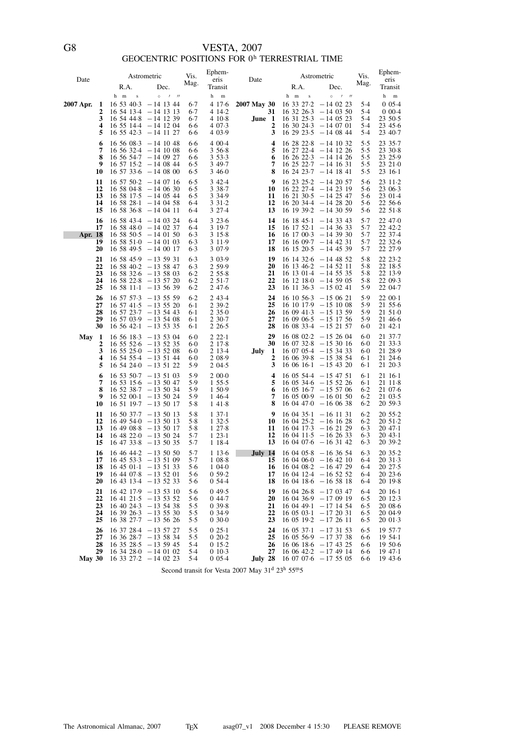# VESTA, 2007

## GEOCENTRIC POSITIONS FOR 0h TERRESTRIAL TIME

| Date | | Astrometric R.A. | Astrometric Dec. | Vis. Mag. | Ephemeris Transit | Date | | Astrometric R.A. | Astrometric Dec. | Vis. Mag. | Ephemeris Transit |
|---|---|---|---|---|---|---|---|---|---|---|---|
| | | h m s | ° ′ ″ | | h m | | | h m s | ° ′ ″ | | h m |
| **2007 Apr.** | **1** | 16 53 40·3 | −14 13 44 | 6·7 | 4 17·6 | **2007 May** | **30** | 16 33 27·2 | −14 02 23 | 5·4 | 0 05·4 |
| | **2** | 16 54 13·4 | −14 13 13 | 6·7 | 4 14·2 | | **31** | 16 32 26·3 | −14 03 50 | 5·4 | 0 00·4 |
| | **3** | 16 54 44·8 | −14 12 39 | 6·7 | 4 10·8 | **June** | **1** | 16 31 25·3 | −14 05 23 | 5·4 | 23 50·5 |
| | **4** | 16 55 14·4 | −14 12 04 | 6·6 | 4 07·3 | | **2** | 16 30 24·3 | −14 07 01 | 5·4 | 23 45·6 |
| | **5** | 16 55 42·3 | −14 11 27 | 6·6 | 4 03·9 | | **3** | 16 29 23·5 | −14 08 44 | 5·4 | 23 40·7 |
| | **6** | 16 56 08·3 | −14 10 48 | 6·6 | 4 00·4 | | **4** | 16 28 22·8 | −14 10 32 | 5·5 | 23 35·7 |
| | **7** | 16 56 32·4 | −14 10 08 | 6·6 | 3 56·8 | | **5** | 16 27 22·4 | −14 12 26 | 5·5 | 23 30·8 |
| | **8** | 16 56 54·7 | −14 09 27 | 6·6 | 3 53·3 | | **6** | 16 26 22·3 | −14 14 26 | 5·5 | 23 25·9 |
| | **9** | 16 57 15·2 | −14 08 44 | 6·5 | 3 49·7 | | **7** | 16 25 22·7 | −14 16 31 | 5·5 | 23 21·0 |
| | **10** | 16 57 33·6 | −14 08 00 | 6·5 | 3 46·0 | | **8** | 16 24 23·7 | −14 18 41 | 5·5 | 23 16·1 |
| | **11** | 16 57 50·2 | −14 07 16 | 6·5 | 3 42·4 | | **9** | 16 23 25·2 | −14 20 57 | 5·6 | 23 11·2 |
| | **12** | 16 58 04·8 | −14 06 30 | 6·5 | 3 38·7 | | **10** | 16 22 27·4 | −14 23 19 | 5·6 | 23 06·3 |
| | **13** | 16 58 17·5 | −14 05 44 | 6·5 | 3 34·9 | | **11** | 16 21 30·5 | −14 25 47 | 5·6 | 23 01·4 |
| | **14** | 16 58 28·1 | −14 04 58 | 6·4 | 3 31·2 | | **12** | 16 20 34·4 | −14 28 20 | 5·6 | 22 56·6 |
| | **15** | 16 58 36·8 | −14 04 11 | 6·4 | 3 27·4 | | **13** | 16 19 39·2 | −14 30 59 | 5·6 | 22 51·8 |
| | **16** | 16 58 43·4 | −14 03 24 | 6·4 | 3 23·6 | | **14** | 16 18 45·1 | −14 33 43 | 5·7 | 22 47·0 |
| | **17** | 16 58 48·0 | −14 02 37 | 6·4 | 3 19·7 | | **15** | 16 17 52·1 | −14 36 33 | 5·7 | 22 42·2 |
| **Apr.** | **18** | 16 58 50·5 | −14 01 50 | 6·3 | 3 15·8 | | **16** | 16 17 00·3 | −14 39 30 | 5·7 | 22 37·4 |
| | **19** | 16 58 51·0 | −14 01 03 | 6·3 | 3 11·9 | | **17** | 16 16 09·7 | −14 42 31 | 5·7 | 22 32·6 |
| | **20** | 16 58 49·5 | −14 00 17 | 6·3 | 3 07·9 | | **18** | 16 15 20·5 | −14 45 39 | 5·7 | 22 27·9 |
| | **21** | 16 58 45·9 | −13 59 31 | 6·3 | 3 03·9 | | **19** | 16 14 32·6 | −14 48 52 | 5·8 | 22 23·2 |
| | **22** | 16 58 40·2 | −13 58 47 | 6·3 | 2 59·9 | | **20** | 16 13 46·2 | −14 52 11 | 5·8 | 22 18·5 |
| | **23** | 16 58 32·6 | −13 58 03 | 6·2 | 2 55·8 | | **21** | 16 13 01·4 | −14 55 35 | 5·8 | 22 13·9 |
| | **24** | 16 58 22·8 | −13 57 20 | 6·2 | 2 51·7 | | **22** | 16 12 18·0 | −14 59 05 | 5·8 | 22 09·3 |
| | **25** | 16 58 11·1 | −13 56 39 | 6·2 | 2 47·6 | | **23** | 16 11 36·3 | −15 02 41 | 5·9 | 22 04·7 |
| | **26** | 16 57 57·3 | −13 55 59 | 6·2 | 2 43·4 | | **24** | 16 10 56·3 | −15 06 21 | 5·9 | 22 00·1 |
| | **27** | 16 57 41·5 | −13 55 20 | 6·1 | 2 39·2 | | **25** | 16 10 17·9 | −15 10 08 | 5·9 | 21 55·6 |
| | **28** | 16 57 23·7 | −13 54 43 | 6·1 | 2 35·0 | | **26** | 16 09 41·3 | −15 13 59 | 5·9 | 21 51·0 |
| | **29** | 16 57 03·9 | −13 54 08 | 6·1 | 2 30·7 | | **27** | 16 09 06·5 | −15 17 56 | 5·9 | 21 46·6 |
| | **30** | 16 56 42·1 | −13 53 35 | 6·1 | 2 26·5 | | **28** | 16 08 33·4 | −15 21 57 | 6·0 | 21 42·1 |
| **May** | **1** | 16 56 18·3 | −13 53 04 | 6·0 | 2 22·1 | | **29** | 16 08 02·2 | −15 26 04 | 6·0 | 21 37·7 |
| | **2** | 16 55 52·6 | −13 52 35 | 6·0 | 2 17·8 | | **30** | 16 07 32·8 | −15 30 16 | 6·0 | 21 33·3 |
| | **3** | 16 55 25·0 | −13 52 08 | 6·0 | 2 13·4 | **July** | **1** | 16 07 05·4 | −15 34 33 | 6·0 | 21 28·9 |
| | **4** | 16 54 55·4 | −13 51 44 | 6·0 | 2 08·9 | | **2** | 16 06 39·8 | −15 38 54 | 6·1 | 21 24·6 |
| | **5** | 16 54 24·0 | −13 51 22 | 5·9 | 2 04·5 | | **3** | 16 06 16·1 | −15 43 20 | 6·1 | 21 20·3 |
| | **6** | 16 53 50·7 | −13 51 03 | 5·9 | 2 00·0 | | **4** | 16 05 54·4 | −15 47 51 | 6·1 | 21 16·1 |
| | **7** | 16 53 15·6 | −13 50 47 | 5·9 | 1 55·5 | | **5** | 16 05 34·6 | −15 52 26 | 6·1 | 21 11·8 |
| | **8** | 16 52 38·7 | −13 50 34 | 5·9 | 1 50·9 | | **6** | 16 05 16·7 | −15 57 06 | 6·2 | 21 07·6 |
| | **9** | 16 52 00·1 | −13 50 24 | 5·9 | 1 46·4 | | **7** | 16 05 00·9 | −16 01 50 | 6·2 | 21 03·5 |
| | **10** | 16 51 19·7 | −13 50 17 | 5·8 | 1 41·8 | | **8** | 16 04 47·0 | −16 06 38 | 6·2 | 20 59·3 |
| | **11** | 16 50 37·7 | −13 50 13 | 5·8 | 1 37·1 | | **9** | 16 04 35·1 | −16 11 31 | 6·2 | 20 55·2 |
| | **12** | 16 49 54·0 | −13 50 13 | 5·8 | 1 32·5 | | **10** | 16 04 25·2 | −16 16 28 | 6·2 | 20 51·2 |
| | **13** | 16 49 08·8 | −13 50 17 | 5·8 | 1 27·8 | | **11** | 16 04 17·3 | −16 21 29 | 6·3 | 20 47·1 |
| | **14** | 16 48 22·0 | −13 50 24 | 5·7 | 1 23·1 | | **12** | 16 04 11·5 | −16 26 33 | 6·3 | 20 43·1 |
| | **15** | 16 47 33·8 | −13 50 35 | 5·7 | 1 18·4 | | **13** | 16 04 07·6 | −16 31 42 | 6·3 | 20 39·2 |
| | **16** | 16 46 44·2 | −13 50 50 | 5·7 | 1 13·6 | **July** | **14** | 16 04 05·8 | −16 36 54 | 6·3 | 20 35·2 |
| | **17** | 16 45 53·3 | −13 51 09 | 5·7 | 1 08·8 | | **15** | 16 04 06·0 | −16 42 10 | 6·4 | 20 31·3 |
| | **18** | 16 45 01·1 | −13 51 33 | 5·6 | 1 04·0 | | **16** | 16 04 08·2 | −16 47 29 | 6·4 | 20 27·5 |
| | **19** | 16 44 07·8 | −13 52 01 | 5·6 | 0 59·2 | | **17** | 16 04 12·4 | −16 52 52 | 6·4 | 20 23·6 |
| | **20** | 16 43 13·4 | −13 52 33 | 5·6 | 0 54·4 | | **18** | 16 04 18·6 | −16 58 18 | 6·4 | 20 19·8 |
| | **21** | 16 42 17·9 | −13 53 10 | 5·6 | 0 49·5 | | **19** | 16 04 26·8 | −17 03 47 | 6·4 | 20 16·1 |
| | **22** | 16 41 21·5 | −13 53 52 | 5·6 | 0 44·7 | | **20** | 16 04 36·9 | −17 09 19 | 6·5 | 20 12·3 |
| | **23** | 16 40 24·3 | −13 54 38 | 5·5 | 0 39·8 | | **21** | 16 04 49·1 | −17 14 54 | 6·5 | 20 08·6 |
| | **24** | 16 39 26·3 | −13 55 30 | 5·5 | 0 34·9 | | **22** | 16 05 03·1 | −17 20 31 | 6·5 | 20 04·9 |
| | **25** | 16 38 27·7 | −13 56 26 | 5·5 | 0 30·0 | | **23** | 16 05 19·2 | −17 26 11 | 6·5 | 20 01·3 |
| | **26** | 16 37 28·4 | −13 57 27 | 5·5 | 0 25·1 | | **24** | 16 05 37·1 | −17 31 53 | 6·5 | 19 57·7 |
| | **27** | 16 36 28·7 | −13 58 34 | 5·5 | 0 20·2 | | **25** | 16 05 56·9 | −17 37 38 | 6·6 | 19 54·1 |
| | **28** | 16 35 28·5 | −13 59 45 | 5·4 | 0 15·2 | | **26** | 16 06 18·6 | −17 43 25 | 6·6 | 19 50·6 |
| | **29** | 16 34 28·0 | −14 01 02 | 5·4 | 0 10·3 | | **27** | 16 06 42·2 | −17 49 14 | 6·6 | 19 47·1 |
| **May** | **30** | 16 33 27·2 | −14 02 23 | 5·4 | 0 05·4 | **July** | **28** | 16 07 07·6 | −17 55 05 | 6·6 | 19 43·6 |

Second transit for Vesta 2007 May 31d 23h 55m5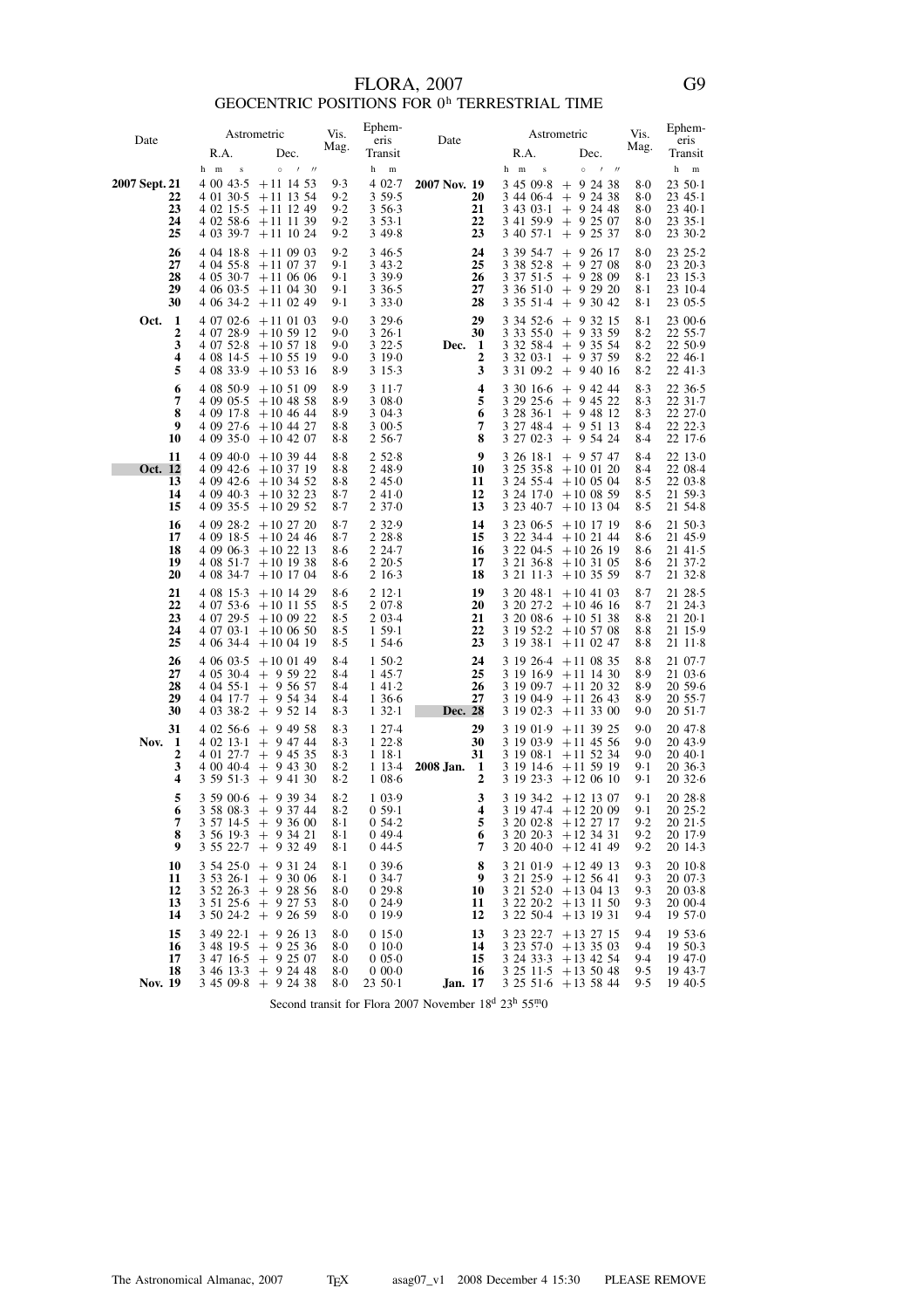# FLORA, 2007

## GEOCENTRIC POSITIONS FOR 0h TERRESTRIAL TIME

| Date | Astrometric R.A. | Astrometric Dec. | Vis. Mag. | Ephemeris Transit | Date | Astrometric R.A. | Astrometric Dec. | Vis. Mag. | Ephemeris Transit |
|---|---|---|---|---|---|---|---|---|---|
| | h m s | ° ′ ″ | | h m | | h m s | ° ′ ″ | | h m |
| 2007 Sept. 21 | 4 00 43·5 | +11 14 53 | 9·3 | 4 02·7 | 2007 Nov. 19 | 3 45 09·8 | + 9 24 38 | 8·0 | 23 50·1 |
| 22 | 4 01 30·5 | +11 13 54 | 9·2 | 3 59·5 | 20 | 3 44 06·4 | + 9 24 38 | 8·0 | 23 45·1 |
| 23 | 4 02 15·5 | +11 12 49 | 9·2 | 3 56·3 | 21 | 3 43 03·1 | + 9 24 48 | 8·0 | 23 40·1 |
| 24 | 4 02 58·6 | +11 11 39 | 9·2 | 3 53·1 | 22 | 3 41 59·9 | + 9 25 07 | 8·0 | 23 35·1 |
| 25 | 4 03 39·7 | +11 10 24 | 9·2 | 3 49·8 | 23 | 3 40 57·1 | + 9 25 37 | 8·0 | 23 30·2 |
| 26 | 4 04 18·8 | +11 09 03 | 9·2 | 3 46·5 | 24 | 3 39 54·7 | + 9 26 17 | 8·0 | 23 25·2 |
| 27 | 4 04 55·8 | +11 07 37 | 9·1 | 3 43·2 | 25 | 3 38 52·8 | + 9 27 08 | 8·0 | 23 20·3 |
| 28 | 4 05 30·7 | +11 06 06 | 9·1 | 3 39·9 | 26 | 3 37 51·5 | + 9 28 09 | 8·1 | 23 15·3 |
| 29 | 4 06 03·5 | +11 04 30 | 9·1 | 3 36·5 | 27 | 3 36 51·0 | + 9 29 20 | 8·1 | 23 10·4 |
| 30 | 4 06 34·2 | +11 02 49 | 9·1 | 3 33·0 | 28 | 3 35 51·4 | + 9 30 42 | 8·1 | 23 05·5 |
| Oct. 1 | 4 07 02·6 | +11 01 03 | 9·0 | 3 29·6 | 29 | 3 34 52·6 | + 9 32 15 | 8·1 | 23 00·6 |
| 2 | 4 07 28·9 | +10 59 12 | 9·0 | 3 26·1 | 30 | 3 33 55·0 | + 9 33 59 | 8·2 | 22 55·7 |
| 3 | 4 07 52·8 | +10 57 18 | 9·0 | 3 22·5 | Dec. 1 | 3 32 58·4 | + 9 35 54 | 8·2 | 22 50·9 |
| 4 | 4 08 14·5 | +10 55 19 | 9·0 | 3 19·0 | 2 | 3 32 03·1 | + 9 37 59 | 8·2 | 22 46·1 |
| 5 | 4 08 33·9 | +10 53 16 | 8·9 | 3 15·3 | 3 | 3 31 09·2 | + 9 40 16 | 8·2 | 22 41·3 |
| 6 | 4 08 50·9 | +10 51 09 | 8·9 | 3 11·7 | 4 | 3 30 16·6 | + 9 42 44 | 8·3 | 22 36·5 |
| 7 | 4 09 05·5 | +10 48 58 | 8·9 | 3 08·0 | 5 | 3 29 25·6 | + 9 45 22 | 8·3 | 22 31·7 |
| 8 | 4 09 17·8 | +10 46 44 | 8·9 | 3 04·3 | 6 | 3 28 36·1 | + 9 48 12 | 8·3 | 22 27·0 |
| 9 | 4 09 27·6 | +10 44 27 | 8·8 | 3 00·5 | 7 | 3 27 48·4 | + 9 51 13 | 8·4 | 22 22·3 |
| 10 | 4 09 35·0 | +10 42 07 | 8·8 | 2 56·7 | 8 | 3 27 02·3 | + 9 54 24 | 8·4 | 22 17·6 |
| 11 | 4 09 40·0 | +10 39 44 | 8·8 | 2 52·8 | 9 | 3 26 18·1 | + 9 57 47 | 8·4 | 22 13·0 |
| Oct. 12 | 4 09 42·6 | +10 37 19 | 8·8 | 2 48·9 | 10 | 3 25 35·8 | +10 01 20 | 8·4 | 22 08·4 |
| 13 | 4 09 42·6 | +10 34 52 | 8·8 | 2 45·0 | 11 | 3 24 55·4 | +10 05 04 | 8·5 | 22 03·8 |
| 14 | 4 09 40·3 | +10 32 23 | 8·7 | 2 41·0 | 12 | 3 24 17·0 | +10 08 59 | 8·5 | 21 59·3 |
| 15 | 4 09 35·5 | +10 29 52 | 8·7 | 2 37·0 | 13 | 3 23 40·7 | +10 13 04 | 8·5 | 21 54·8 |
| 16 | 4 09 28·2 | +10 27 20 | 8·7 | 2 32·9 | 14 | 3 23 06·5 | +10 17 19 | 8·6 | 21 50·3 |
| 17 | 4 09 18·5 | +10 24 46 | 8·7 | 2 28·8 | 15 | 3 22 34·4 | +10 21 44 | 8·6 | 21 45·9 |
| 18 | 4 09 06·3 | +10 22 13 | 8·6 | 2 24·7 | 16 | 3 22 04·5 | +10 26 19 | 8·6 | 21 41·5 |
| 19 | 4 08 51·7 | +10 19 38 | 8·6 | 2 20·5 | 17 | 3 21 36·8 | +10 31 05 | 8·6 | 21 37·2 |
| 20 | 4 08 34·7 | +10 17 04 | 8·6 | 2 16·3 | 18 | 3 21 11·3 | +10 35 59 | 8·7 | 21 32·8 |
| 21 | 4 08 15·3 | +10 14 29 | 8·6 | 2 12·1 | 19 | 3 20 48·1 | +10 41 03 | 8·7 | 21 28·5 |
| 22 | 4 07 53·6 | +10 11 55 | 8·5 | 2 07·8 | 20 | 3 20 27·2 | +10 46 16 | 8·7 | 21 24·3 |
| 23 | 4 07 29·5 | +10 09 22 | 8·5 | 2 03·4 | 21 | 3 20 08·6 | +10 51 38 | 8·8 | 21 20·1 |
| 24 | 4 07 03·1 | +10 06 50 | 8·5 | 1 59·1 | 22 | 3 19 52·2 | +10 57 08 | 8·8 | 21 15·9 |
| 25 | 4 06 34·4 | +10 04 19 | 8·5 | 1 54·6 | 23 | 3 19 38·1 | +11 02 47 | 8·8 | 21 11·8 |
| 26 | 4 06 03·5 | +10 01 49 | 8·4 | 1 50·2 | 24 | 3 19 26·4 | +11 08 35 | 8·8 | 21 07·7 |
| 27 | 4 05 30·4 | + 9 59 22 | 8·4 | 1 45·7 | 25 | 3 19 16·9 | +11 14 30 | 8·9 | 21 03·6 |
| 28 | 4 04 55·1 | + 9 56 57 | 8·4 | 1 41·2 | 26 | 3 19 09·7 | +11 20 32 | 8·9 | 20 59·6 |
| 29 | 4 04 17·7 | + 9 54 34 | 8·4 | 1 36·6 | 27 | 3 19 04·9 | +11 26 43 | 8·9 | 20 55·7 |
| 30 | 4 03 38·2 | + 9 52 14 | 8·3 | 1 32·1 | Dec. 28 | 3 19 02·3 | +11 33 00 | 9·0 | 20 51·7 |
| 31 | 4 02 56·6 | + 9 49 58 | 8·3 | 1 27·4 | 29 | 3 19 01·9 | +11 39 25 | 9·0 | 20 47·8 |
| Nov. 1 | 4 02 13·1 | + 9 47 44 | 8·3 | 1 22·8 | 30 | 3 19 03·9 | +11 45 56 | 9·0 | 20 43·9 |
| 2 | 4 01 27·7 | + 9 45 35 | 8·3 | 1 18·1 | 31 | 3 19 08·1 | +11 52 34 | 9·0 | 20 40·1 |
| 3 | 4 00 40·4 | + 9 43 30 | 8·2 | 1 13·4 | 2008 Jan. 1 | 3 19 14·6 | +11 59 19 | 9·1 | 20 36·3 |
| 4 | 3 59 51·3 | + 9 41 30 | 8·2 | 1 08·6 | 2 | 3 19 23·3 | +12 06 10 | 9·1 | 20 32·6 |
| 5 | 3 59 00·6 | + 9 39 34 | 8·2 | 1 03·9 | 3 | 3 19 34·2 | +12 13 07 | 9·1 | 20 28·8 |
| 6 | 3 58 08·3 | + 9 37 44 | 8·2 | 0 59·1 | 4 | 3 19 47·4 | +12 20 09 | 9·1 | 20 25·2 |
| 7 | 3 57 14·5 | + 9 36 00 | 8·1 | 0 54·2 | 5 | 3 20 02·8 | +12 27 17 | 9·2 | 20 21·5 |
| 8 | 3 56 19·3 | + 9 34 21 | 8·1 | 0 49·4 | 6 | 3 20 20·3 | +12 34 31 | 9·2 | 20 17·9 |
| 9 | 3 55 22·7 | + 9 32 49 | 8·1 | 0 44·5 | 7 | 3 20 40·0 | +12 41 49 | 9·2 | 20 14·3 |
| 10 | 3 54 25·0 | + 9 31 24 | 8·1 | 0 39·6 | 8 | 3 21 01·9 | +12 49 13 | 9·3 | 20 10·8 |
| 11 | 3 53 26·1 | + 9 30 06 | 8·1 | 0 34·7 | 9 | 3 21 25·9 | +12 56 41 | 9·3 | 20 07·3 |
| 12 | 3 52 26·3 | + 9 28 56 | 8·0 | 0 29·8 | 10 | 3 21 52·0 | +13 04 13 | 9·3 | 20 03·8 |
| 13 | 3 51 25·6 | + 9 27 53 | 8·0 | 0 24·9 | 11 | 3 22 20·2 | +13 11 50 | 9·3 | 20 00·4 |
| 14 | 3 50 24·2 | + 9 26 59 | 8·0 | 0 19·9 | 12 | 3 22 50·4 | +13 19 31 | 9·4 | 19 57·0 |
| 15 | 3 49 22·1 | + 9 26 13 | 8·0 | 0 15·0 | 13 | 3 23 22·7 | +13 27 15 | 9·4 | 19 53·6 |
| 16 | 3 48 19·5 | + 9 25 36 | 8·0 | 0 10·0 | 14 | 3 23 57·0 | +13 35 03 | 9·4 | 19 50·3 |
| 17 | 3 47 16·5 | + 9 25 07 | 8·0 | 0 05·0 | 15 | 3 24 33·3 | +13 42 54 | 9·4 | 19 47·0 |
| 18 | 3 46 13·3 | + 9 24 48 | 8·0 | 0 00·0 | 16 | 3 25 11·5 | +13 50 48 | 9·5 | 19 43·7 |
| Nov. 19 | 3 45 09·8 | + 9 24 38 | 8·0 | 23 50·1 | Jan. 17 | 3 25 51·6 | +13 58 44 | 9·5 | 19 40·5 |

Second transit for Flora 2007 November 18d 23h 55m0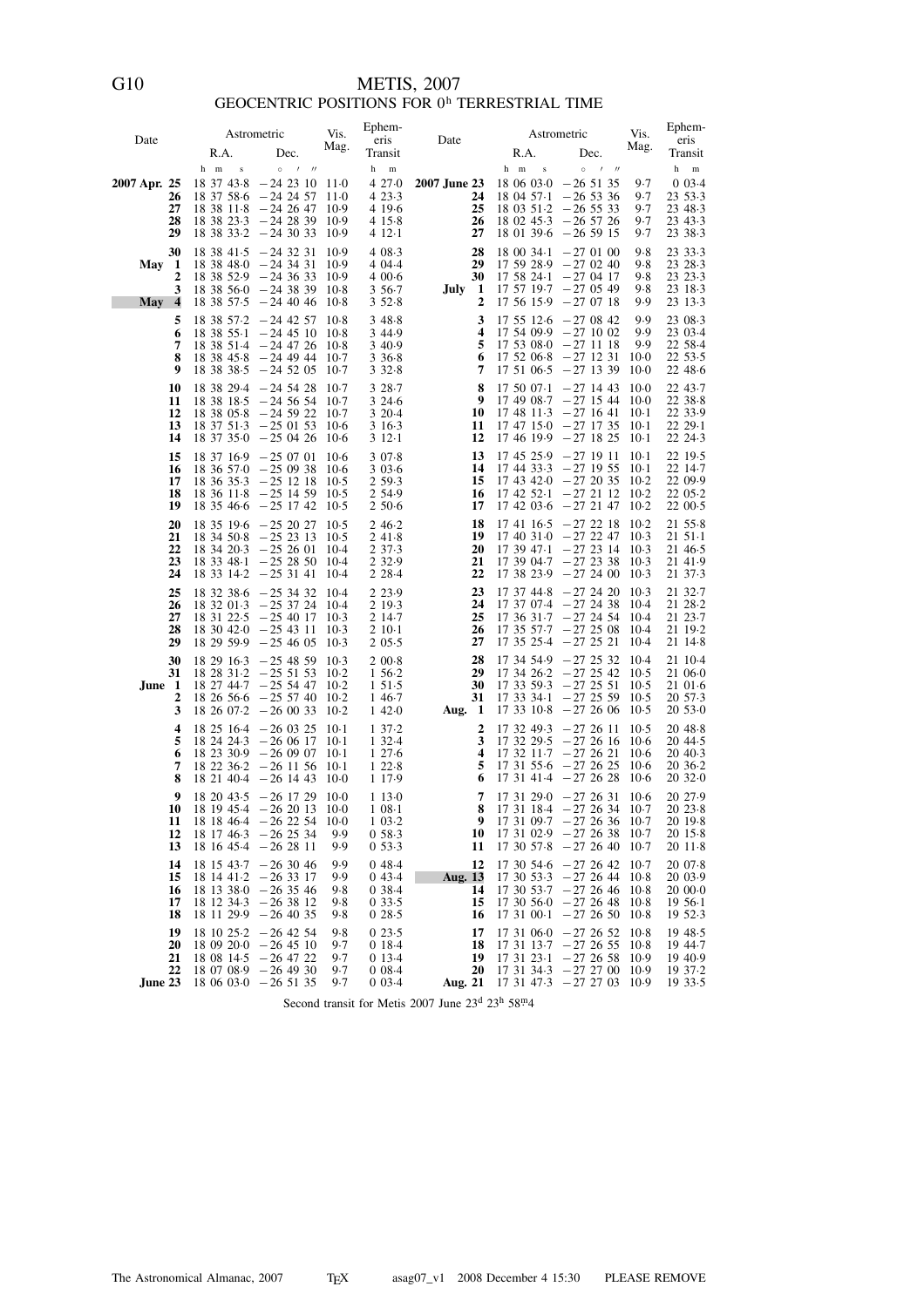# METIS, 2007

## GEOCENTRIC POSITIONS FOR 0ʰ TERRESTRIAL TIME

| Date | Astrometric R.A. | Astrometric Dec. | Vis. Mag. | Ephemeris Transit | Date | Astrometric R.A. | Astrometric Dec. | Vis. Mag. | Ephemeris Transit |
|---|---|---|---|---|---|---|---|---|---|
| | h m s | ° ′ ″ | | h m | | h m s | ° ′ ″ | | h m |
| **2007 Apr. 25** | 18 37 43·8 | −24 23 10 | 11·0 | 4 27·0 | **2007 June 23** | 18 06 03·0 | −26 51 35 | 9·7 | 0 03·4 |
| **26** | 18 37 58·6 | −24 24 57 | 11·0 | 4 23·3 | **24** | 18 04 57·1 | −26 53 36 | 9·7 | 23 53·3 |
| **27** | 18 38 11·8 | −24 26 47 | 10·9 | 4 19·6 | **25** | 18 03 51·2 | −26 55 33 | 9·7 | 23 48·3 |
| **28** | 18 38 23·3 | −24 28 39 | 10·9 | 4 15·8 | **26** | 18 02 45·3 | −26 57 26 | 9·7 | 23 43·3 |
| **29** | 18 38 33·2 | −24 30 33 | 10·9 | 4 12·1 | **27** | 18 01 39·6 | −26 59 15 | 9·7 | 23 38·3 |
| **30** | 18 38 41·5 | −24 32 31 | 10·9 | 4 08·3 | **28** | 18 00 34·1 | −27 01 00 | 9·8 | 23 33·3 |
| **May 1** | 18 38 48·0 | −24 34 31 | 10·9 | 4 04·4 | **29** | 17 59 28·9 | −27 02 40 | 9·8 | 23 28·3 |
| **2** | 18 38 52·9 | −24 36 33 | 10·9 | 4 00·6 | **30** | 17 58 24·1 | −27 04 17 | 9·8 | 23 23·3 |
| **3** | 18 38 56·0 | −24 38 39 | 10·8 | 3 56·7 | **July 1** | 17 57 19·7 | −27 05 49 | 9·8 | 23 18·3 |
| **May 4** | 18 38 57·5 | −24 40 46 | 10·8 | 3 52·8 | **2** | 17 56 15·9 | −27 07 18 | 9·9 | 23 13·3 |
| **5** | 18 38 57·2 | −24 42 57 | 10·8 | 3 48·8 | **3** | 17 55 12·6 | −27 08 42 | 9·9 | 23 08·3 |
| **6** | 18 38 55·1 | −24 45 10 | 10·8 | 3 44·9 | **4** | 17 54 09·9 | −27 10 02 | 9·9 | 23 03·4 |
| **7** | 18 38 51·4 | −24 47 26 | 10·8 | 3 40·9 | **5** | 17 53 08·0 | −27 11 18 | 9·9 | 22 58·4 |
| **8** | 18 38 45·8 | −24 49 44 | 10·7 | 3 36·8 | **6** | 17 52 06·8 | −27 12 31 | 10·0 | 22 53·5 |
| **9** | 18 38 38·5 | −24 52 05 | 10·7 | 3 32·8 | **7** | 17 51 06·5 | −27 13 39 | 10·0 | 22 48·6 |
| **10** | 18 38 29·4 | −24 54 28 | 10·7 | 3 28·7 | **8** | 17 50 07·1 | −27 14 43 | 10·0 | 22 43·7 |
| **11** | 18 38 18·5 | −24 56 54 | 10·7 | 3 24·6 | **9** | 17 49 08·7 | −27 15 44 | 10·0 | 22 38·8 |
| **12** | 18 38 05·8 | −24 59 22 | 10·7 | 3 20·4 | **10** | 17 48 11·3 | −27 16 41 | 10·1 | 22 33·9 |
| **13** | 18 37 51·3 | −25 01 53 | 10·6 | 3 16·3 | **11** | 17 47 15·0 | −27 17 35 | 10·1 | 22 29·1 |
| **14** | 18 37 35·0 | −25 04 26 | 10·6 | 3 12·1 | **12** | 17 46 19·9 | −27 18 25 | 10·1 | 22 24·3 |
| **15** | 18 37 16·9 | −25 07 01 | 10·6 | 3 07·8 | **13** | 17 45 25·9 | −27 19 11 | 10·1 | 22 19·5 |
| **16** | 18 36 57·0 | −25 09 38 | 10·6 | 3 03·6 | **14** | 17 44 33·3 | −27 19 55 | 10·1 | 22 14·7 |
| **17** | 18 36 35·3 | −25 12 18 | 10·5 | 2 59·3 | **15** | 17 43 42·0 | −27 20 35 | 10·2 | 22 09·9 |
| **18** | 18 36 11·8 | −25 14 59 | 10·5 | 2 54·9 | **16** | 17 42 52·1 | −27 21 12 | 10·2 | 22 05·2 |
| **19** | 18 35 46·6 | −25 17 42 | 10·5 | 2 50·6 | **17** | 17 42 03·6 | −27 21 47 | 10·2 | 22 00·5 |
| **20** | 18 35 19·6 | −25 20 27 | 10·5 | 2 46·2 | **18** | 17 41 16·5 | −27 22 18 | 10·2 | 21 55·8 |
| **21** | 18 34 50·8 | −25 23 13 | 10·5 | 2 41·8 | **19** | 17 40 31·0 | −27 22 47 | 10·3 | 21 51·1 |
| **22** | 18 34 20·3 | −25 26 01 | 10·4 | 2 37·3 | **20** | 17 39 47·1 | −27 23 14 | 10·3 | 21 46·5 |
| **23** | 18 33 48·1 | −25 28 50 | 10·4 | 2 32·9 | **21** | 17 39 04·7 | −27 23 38 | 10·3 | 21 41·9 |
| **24** | 18 33 14·2 | −25 31 41 | 10·4 | 2 28·4 | **22** | 17 38 23·9 | −27 24 00 | 10·3 | 21 37·3 |
| **25** | 18 32 38·6 | −25 34 32 | 10·4 | 2 23·9 | **23** | 17 37 44·8 | −27 24 20 | 10·3 | 21 32·7 |
| **26** | 18 32 01·3 | −25 37 24 | 10·4 | 2 19·3 | **24** | 17 37 07·4 | −27 24 38 | 10·4 | 21 28·2 |
| **27** | 18 31 22·5 | −25 40 17 | 10·3 | 2 14·7 | **25** | 17 36 31·7 | −27 24 54 | 10·4 | 21 23·7 |
| **28** | 18 30 42·0 | −25 43 11 | 10·3 | 2 10·1 | **26** | 17 35 57·7 | −27 25 08 | 10·4 | 21 19·2 |
| **29** | 18 29 59·9 | −25 46 05 | 10·3 | 2 05·5 | **27** | 17 35 25·4 | −27 25 21 | 10·4 | 21 14·8 |
| **30** | 18 29 16·3 | −25 48 59 | 10·3 | 2 00·8 | **28** | 17 34 54·9 | −27 25 32 | 10·4 | 21 10·4 |
| **31** | 18 28 31·2 | −25 51 53 | 10·2 | 1 56·2 | **29** | 17 34 26·2 | −27 25 42 | 10·5 | 21 06·0 |
| **June 1** | 18 27 44·7 | −25 54 47 | 10·2 | 1 51·5 | **30** | 17 33 59·3 | −27 25 51 | 10·5 | 21 01·6 |
| **2** | 18 26 56·6 | −25 57 40 | 10·2 | 1 46·7 | **31** | 17 33 34·1 | −27 25 59 | 10·5 | 20 57·3 |
| **3** | 18 26 07·2 | −26 00 33 | 10·2 | 1 42·0 | **Aug. 1** | 17 33 10·8 | −27 26 06 | 10·5 | 20 53·0 |
| **4** | 18 25 16·4 | −26 03 25 | 10·1 | 1 37·2 | **2** | 17 32 49·3 | −27 26 11 | 10·5 | 20 48·8 |
| **5** | 18 24 24·3 | −26 06 17 | 10·1 | 1 32·4 | **3** | 17 32 29·5 | −27 26 16 | 10·6 | 20 44·5 |
| **6** | 18 23 30·9 | −26 09 07 | 10·1 | 1 27·6 | **4** | 17 32 11·7 | −27 26 21 | 10·6 | 20 40·3 |
| **7** | 18 22 36·2 | −26 11 56 | 10·1 | 1 22·8 | **5** | 17 31 55·6 | −27 26 25 | 10·6 | 20 36·2 |
| **8** | 18 21 40·4 | −26 14 43 | 10·0 | 1 17·9 | **6** | 17 31 41·4 | −27 26 28 | 10·6 | 20 32·0 |
| **9** | 18 20 43·5 | −26 17 29 | 10·0 | 1 13·0 | **7** | 17 31 29·0 | −27 26 31 | 10·6 | 20 27·9 |
| **10** | 18 19 45·4 | −26 20 13 | 10·0 | 1 08·1 | **8** | 17 31 18·4 | −27 26 34 | 10·7 | 20 23·8 |
| **11** | 18 18 46·4 | −26 22 54 | 10·0 | 1 03·2 | **9** | 17 31 09·7 | −27 26 36 | 10·7 | 20 19·8 |
| **12** | 18 17 46·3 | −26 25 34 | 9·9 | 0 58·3 | **10** | 17 31 02·9 | −27 26 38 | 10·7 | 20 15·8 |
| **13** | 18 16 45·4 | −26 28 11 | 9·9 | 0 53·3 | **11** | 17 30 57·8 | −27 26 40 | 10·7 | 20 11·8 |
| **14** | 18 15 43·7 | −26 30 46 | 9·9 | 0 48·4 | **12** | 17 30 54·6 | −27 26 42 | 10·7 | 20 07·8 |
| **15** | 18 14 41·2 | −26 33 17 | 9·9 | 0 43·4 | **Aug. 13** | 17 30 53·3 | −27 26 44 | 10·8 | 20 03·9 |
| **16** | 18 13 38·0 | −26 35 46 | 9·8 | 0 38·4 | **14** | 17 30 53·7 | −27 26 46 | 10·8 | 20 00·0 |
| **17** | 18 12 34·3 | −26 38 12 | 9·8 | 0 33·5 | **15** | 17 30 56·0 | −27 26 48 | 10·8 | 19 56·1 |
| **18** | 18 11 29·9 | −26 40 35 | 9·8 | 0 28·5 | **16** | 17 31 00·1 | −27 26 50 | 10·8 | 19 52·3 |
| **19** | 18 10 25·2 | −26 42 54 | 9·8 | 0 23·5 | **17** | 17 31 06·0 | −27 26 52 | 10·8 | 19 48·5 |
| **20** | 18 09 20·0 | −26 45 10 | 9·7 | 0 18·4 | **18** | 17 31 13·7 | −27 26 55 | 10·8 | 19 44·7 |
| **21** | 18 08 14·5 | −26 47 22 | 9·7 | 0 13·4 | **19** | 17 31 23·1 | −27 26 58 | 10·9 | 19 40·9 |
| **22** | 18 07 08·9 | −26 49 30 | 9·7 | 0 08·4 | **20** | 17 31 34·3 | −27 27 00 | 10·9 | 19 37·2 |
| **June 23** | 18 06 03·0 | −26 51 35 | 9·7 | 0 03·4 | **Aug. 21** | 17 31 47·3 | −27 27 03 | 10·9 | 19 33·5 |

Second transit for Metis 2007 June 23ᵈ 23ʰ 58ᵐ4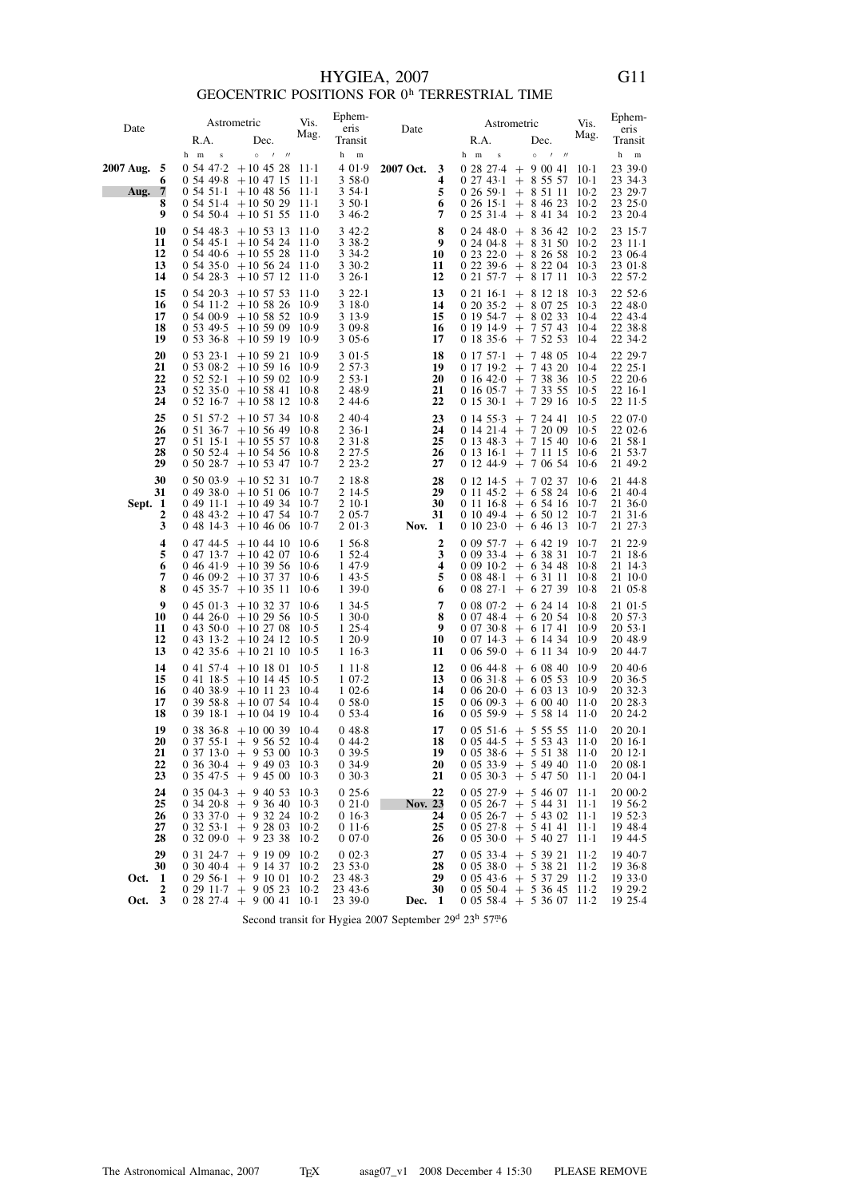# HYGIEA, 2007

## GEOCENTRIC POSITIONS FOR 0h TERRESTRIAL TIME

| Date | | Astrometric R.A. | Astrometric Dec. | Vis. Mag. | Ephemeris Transit | Date | | Astrometric R.A. | Astrometric Dec. | Vis. Mag. | Ephemeris Transit |
|---|---|---|---|---|---|---|---|---|---|---|---|
| | | h m s | ° ′ ″ | | h m | | | h m s | ° ′ ″ | | h m |
| **2007 Aug.** | **5** | 0 54 47·2 | +10 45 28 | 11·1 | 4 01·9 | **2007 Oct.** | **3** | 0 28 27·4 | + 9 00 41 | 10·1 | 23 39·0 |
| | **6** | 0 54 49·8 | +10 47 15 | 11·1 | 3 58·0 | | **4** | 0 27 43·1 | + 8 55 57 | 10·1 | 23 34·3 |
| **Aug.** | **7** | 0 54 51·1 | +10 48 56 | 11·1 | 3 54·1 | | **5** | 0 26 59·1 | + 8 51 11 | 10·2 | 23 29·7 |
| | **8** | 0 54 51·4 | +10 50 29 | 11·1 | 3 50·1 | | **6** | 0 26 15·1 | + 8 46 23 | 10·2 | 23 25·0 |
| | **9** | 0 54 50·4 | +10 51 55 | 11·0 | 3 46·2 | | **7** | 0 25 31·4 | + 8 41 34 | 10·2 | 23 20·4 |
| | **10** | 0 54 48·3 | +10 53 13 | 11·0 | 3 42·2 | | **8** | 0 24 48·0 | + 8 36 42 | 10·2 | 23 15·7 |
| | **11** | 0 54 45·1 | +10 54 24 | 11·0 | 3 38·2 | | **9** | 0 24 04·8 | + 8 31 50 | 10·2 | 23 11·1 |
| | **12** | 0 54 40·6 | +10 55 28 | 11·0 | 3 34·2 | | **10** | 0 23 22·0 | + 8 26 58 | 10·2 | 23 06·4 |
| | **13** | 0 54 35·0 | +10 56 24 | 11·0 | 3 30·2 | | **11** | 0 22 39·6 | + 8 22 04 | 10·3 | 23 01·8 |
| | **14** | 0 54 28·3 | +10 57 12 | 11·0 | 3 26·1 | | **12** | 0 21 57·7 | + 8 17 11 | 10·3 | 22 57·2 |
| | **15** | 0 54 20·3 | +10 57 53 | 11·0 | 3 22·1 | | **13** | 0 21 16·1 | + 8 12 18 | 10·3 | 22 52·6 |
| | **16** | 0 54 11·2 | +10 58 26 | 10·9 | 3 18·0 | | **14** | 0 20 35·2 | + 8 07 25 | 10·3 | 22 48·0 |
| | **17** | 0 54 00·9 | +10 58 52 | 10·9 | 3 13·9 | | **15** | 0 19 54·7 | + 8 02 33 | 10·4 | 22 43·4 |
| | **18** | 0 53 49·5 | +10 59 09 | 10·9 | 3 09·8 | | **16** | 0 19 14·9 | + 7 57 43 | 10·4 | 22 38·8 |
| | **19** | 0 53 36·8 | +10 59 19 | 10·9 | 3 05·6 | | **17** | 0 18 35·6 | + 7 52 53 | 10·4 | 22 34·2 |
| | **20** | 0 53 23·1 | +10 59 21 | 10·9 | 3 01·5 | | **18** | 0 17 57·1 | + 7 48 05 | 10·4 | 22 29·7 |
| | **21** | 0 53 08·2 | +10 59 16 | 10·9 | 2 57·3 | | **19** | 0 17 19·2 | + 7 43 20 | 10·4 | 22 25·1 |
| | **22** | 0 52 52·1 | +10 59 02 | 10·9 | 2 53·1 | | **20** | 0 16 42·0 | + 7 38 36 | 10·5 | 22 20·6 |
| | **23** | 0 52 35·0 | +10 58 41 | 10·8 | 2 48·9 | | **21** | 0 16 05·7 | + 7 33 55 | 10·5 | 22 16·1 |
| | **24** | 0 52 16·7 | +10 58 12 | 10·8 | 2 44·6 | | **22** | 0 15 30·1 | + 7 29 16 | 10·5 | 22 11·5 |
| | **25** | 0 51 57·2 | +10 57 34 | 10·8 | 2 40·4 | | **23** | 0 14 55·3 | + 7 24 41 | 10·5 | 22 07·0 |
| | **26** | 0 51 36·7 | +10 56 49 | 10·8 | 2 36·1 | | **24** | 0 14 21·4 | + 7 20 09 | 10·5 | 22 02·6 |
| | **27** | 0 51 15·1 | +10 55 57 | 10·8 | 2 31·8 | | **25** | 0 13 48·3 | + 7 15 40 | 10·6 | 21 58·1 |
| | **28** | 0 50 52·4 | +10 54 56 | 10·8 | 2 27·5 | | **26** | 0 13 16·1 | + 7 11 15 | 10·6 | 21 53·7 |
| | **29** | 0 50 28·7 | +10 53 47 | 10·7 | 2 23·2 | | **27** | 0 12 44·9 | + 7 06 54 | 10·6 | 21 49·2 |
| | **30** | 0 50 03·9 | +10 52 31 | 10·7 | 2 18·8 | | **28** | 0 12 14·5 | + 7 02 37 | 10·6 | 21 44·8 |
| | **31** | 0 49 38·0 | +10 51 06 | 10·7 | 2 14·5 | | **29** | 0 11 45·2 | + 6 58 24 | 10·6 | 21 40·4 |
| **Sept.** | **1** | 0 49 11·1 | +10 49 34 | 10·7 | 2 10·1 | | **30** | 0 11 16·8 | + 6 54 16 | 10·7 | 21 36·0 |
| | **2** | 0 48 43·2 | +10 47 54 | 10·7 | 2 05·7 | | **31** | 0 10 49·4 | + 6 50 12 | 10·7 | 21 31·6 |
| | **3** | 0 48 14·3 | +10 46 06 | 10·7 | 2 01·3 | **Nov.** | **1** | 0 10 23·0 | + 6 46 13 | 10·7 | 21 27·3 |
| | **4** | 0 47 44·5 | +10 44 10 | 10·6 | 1 56·8 | | **2** | 0 09 57·7 | + 6 42 19 | 10·7 | 21 22·9 |
| | **5** | 0 47 13·7 | +10 42 07 | 10·6 | 1 52·4 | | **3** | 0 09 33·4 | + 6 38 31 | 10·7 | 21 18·6 |
| | **6** | 0 46 41·9 | +10 39 56 | 10·6 | 1 47·9 | | **4** | 0 09 10·2 | + 6 34 48 | 10·8 | 21 14·3 |
| | **7** | 0 46 09·2 | +10 37 37 | 10·6 | 1 43·5 | | **5** | 0 08 48·1 | + 6 31 11 | 10·8 | 21 10·0 |
| | **8** | 0 45 35·7 | +10 35 11 | 10·6 | 1 39·0 | | **6** | 0 08 27·1 | + 6 27 39 | 10·8 | 21 05·8 |
| | **9** | 0 45 01·3 | +10 32 37 | 10·6 | 1 34·5 | | **7** | 0 08 07·2 | + 6 24 14 | 10·8 | 21 01·5 |
| | **10** | 0 44 26·0 | +10 29 56 | 10·5 | 1 30·0 | | **8** | 0 07 48·4 | + 6 20 54 | 10·8 | 20 57·3 |
| | **11** | 0 43 50·0 | +10 27 08 | 10·5 | 1 25·4 | | **9** | 0 07 30·8 | + 6 17 41 | 10·9 | 20 53·1 |
| | **12** | 0 43 13·2 | +10 24 12 | 10·5 | 1 20·9 | | **10** | 0 07 14·3 | + 6 14 34 | 10·9 | 20 48·9 |
| | **13** | 0 42 35·6 | +10 21 10 | 10·5 | 1 16·3 | | **11** | 0 06 59·0 | + 6 11 34 | 10·9 | 20 44·7 |
| | **14** | 0 41 57·4 | +10 18 01 | 10·5 | 1 11·8 | | **12** | 0 06 44·8 | + 6 08 40 | 10·9 | 20 40·6 |
| | **15** | 0 41 18·5 | +10 14 45 | 10·5 | 1 07·2 | | **13** | 0 06 31·8 | + 6 05 53 | 10·9 | 20 36·5 |
| | **16** | 0 40 38·9 | +10 11 23 | 10·4 | 1 02·6 | | **14** | 0 06 20·0 | + 6 03 13 | 10·9 | 20 32·3 |
| | **17** | 0 39 58·8 | +10 07 54 | 10·4 | 0 58·0 | | **15** | 0 06 09·3 | + 6 00 40 | 11·0 | 20 28·3 |
| | **18** | 0 39 18·1 | +10 04 19 | 10·4 | 0 53·4 | | **16** | 0 05 59·9 | + 5 58 14 | 11·0 | 20 24·2 |
| | **19** | 0 38 36·8 | +10 00 39 | 10·4 | 0 48·8 | | **17** | 0 05 51·6 | + 5 55 55 | 11·0 | 20 20·1 |
| | **20** | 0 37 55·1 | + 9 56 52 | 10·4 | 0 44·2 | | **18** | 0 05 44·5 | + 5 53 43 | 11·0 | 20 16·1 |
| | **21** | 0 37 13·0 | + 9 53 00 | 10·3 | 0 39·5 | | **19** | 0 05 38·6 | + 5 51 38 | 11·0 | 20 12·1 |
| | **22** | 0 36 30·4 | + 9 49 03 | 10·3 | 0 34·9 | | **20** | 0 05 33·9 | + 5 49 40 | 11·0 | 20 08·1 |
| | **23** | 0 35 47·5 | + 9 45 00 | 10·3 | 0 30·3 | | **21** | 0 05 30·3 | + 5 47 50 | 11·1 | 20 04·1 |
| | **24** | 0 35 04·3 | + 9 40 53 | 10·3 | 0 25·6 | | **22** | 0 05 27·9 | + 5 46 07 | 11·1 | 20 00·2 |
| | **25** | 0 34 20·8 | + 9 36 40 | 10·3 | 0 21·0 | **Nov.** | **23** | 0 05 26·7 | + 5 44 31 | 11·1 | 19 56·2 |
| | **26** | 0 33 37·0 | + 9 32 24 | 10·2 | 0 16·3 | | **24** | 0 05 26·7 | + 5 43 02 | 11·1 | 19 52·3 |
| | **27** | 0 32 53·1 | + 9 28 03 | 10·2 | 0 11·6 | | **25** | 0 05 27·8 | + 5 41 41 | 11·1 | 19 48·4 |
| | **28** | 0 32 09·0 | + 9 23 38 | 10·2 | 0 07·0 | | **26** | 0 05 30·0 | + 5 40 27 | 11·1 | 19 44·5 |
| | **29** | 0 31 24·7 | + 9 19 09 | 10·2 | 0 02·3 | | **27** | 0 05 33·4 | + 5 39 21 | 11·2 | 19 40·7 |
| | **30** | 0 30 40·4 | + 9 14 37 | 10·2 | 23 53·0 | | **28** | 0 05 38·0 | + 5 38 21 | 11·2 | 19 36·8 |
| **Oct.** | **1** | 0 29 56·1 | + 9 10 01 | 10·2 | 23 48·3 | | **29** | 0 05 43·6 | + 5 37 29 | 11·2 | 19 33·0 |
| | **2** | 0 29 11·7 | + 9 05 23 | 10·2 | 23 43·6 | | **30** | 0 05 50·4 | + 5 36 45 | 11·2 | 19 29·2 |
| **Oct.** | **3** | 0 28 27·4 | + 9 00 41 | 10·1 | 23 39·0 | **Dec.** | **1** | 0 05 58·4 | + 5 36 07 | 11·2 | 19 25·4 |

Second transit for Hygiea 2007 September $29^{d}\ 23^{h}\ 57^{m}\!.6$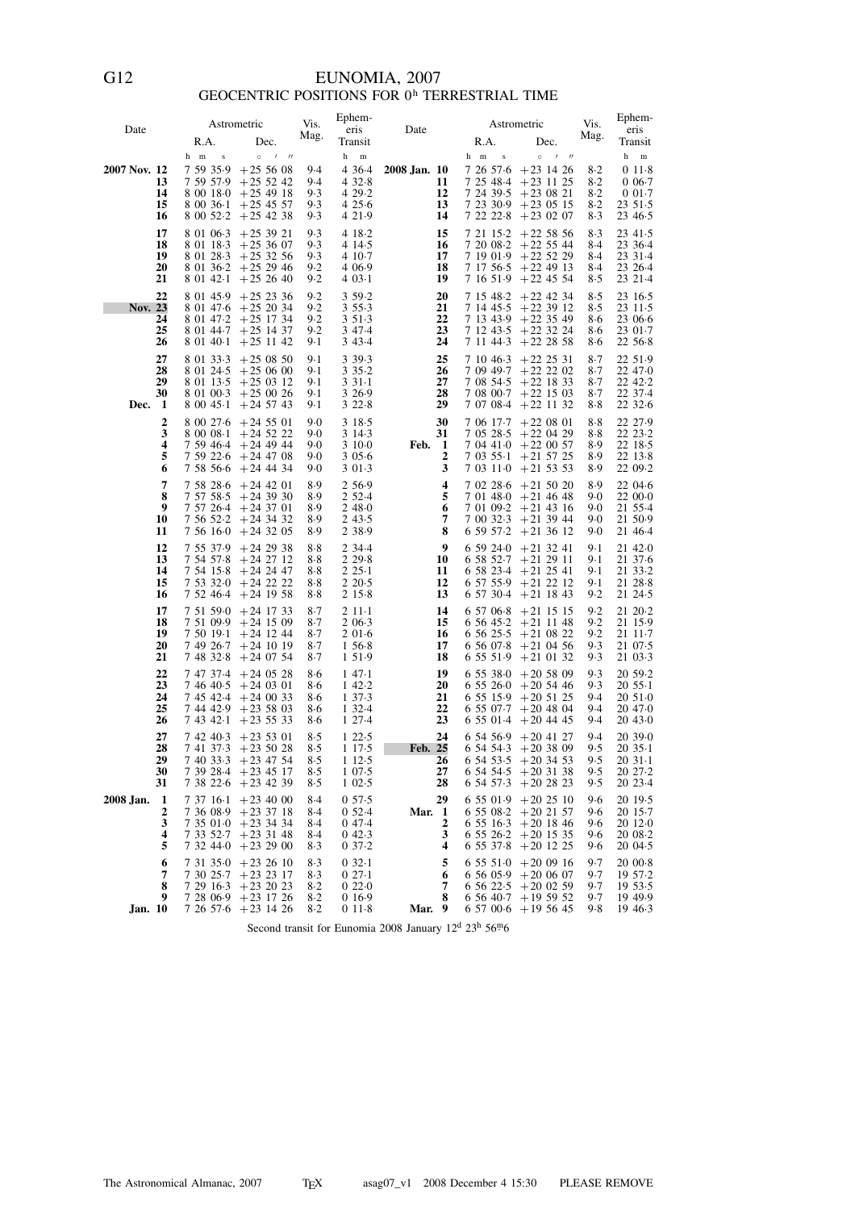# EUNOMIA, 2007

## GEOCENTRIC POSITIONS FOR 0ʰ TERRESTRIAL TIME

| Date | | Astrometric R.A. | Astrometric Dec. | Vis. Mag. | Ephemeris Transit | Date | | Astrometric R.A. | Astrometric Dec. | Vis. Mag. | Ephemeris Transit |
|---|---|---|---|---|---|---|---|---|---|---|---|
| | | h m s | ° ′ ″ | | h m | | | h m s | ° ′ ″ | | h m |
| **2007 Nov.** | **12** | 7 59 35·9 | +25 56 08 | 9·4 | 4 36·4 | **2008 Jan.** | **10** | 7 26 57·6 | +23 14 26 | 8·2 | 0 11·8 |
| | **13** | 7 59 57·9 | +25 52 42 | 9·4 | 4 32·8 | | **11** | 7 25 48·4 | +23 11 25 | 8·2 | 0 06·7 |
| | **14** | 8 00 18·0 | +25 49 18 | 9·3 | 4 29·2 | | **12** | 7 24 39·5 | +23 08 21 | 8·2 | 0 01·7 |
| | **15** | 8 00 36·1 | +25 45 57 | 9·3 | 4 25·6 | | **13** | 7 23 30·9 | +23 05 15 | 8·2 | 23 51·5 |
| | **16** | 8 00 52·2 | +25 42 38 | 9·3 | 4 21·9 | | **14** | 7 22 22·8 | +23 02 07 | 8·3 | 23 46·5 |
| | **17** | 8 01 06·3 | +25 39 21 | 9·3 | 4 18·2 | | **15** | 7 21 15·2 | +22 58 56 | 8·3 | 23 41·5 |
| | **18** | 8 01 18·3 | +25 36 07 | 9·3 | 4 14·5 | | **16** | 7 20 08·2 | +22 55 44 | 8·4 | 23 36·4 |
| | **19** | 8 01 28·3 | +25 32 56 | 9·3 | 4 10·7 | | **17** | 7 19 01·9 | +22 52 29 | 8·4 | 23 31·4 |
| | **20** | 8 01 36·2 | +25 29 46 | 9·2 | 4 06·9 | | **18** | 7 17 56·5 | +22 49 13 | 8·4 | 23 26·4 |
| | **21** | 8 01 42·1 | +25 26 40 | 9·2 | 4 03·1 | | **19** | 7 16 51·9 | +22 45 54 | 8·5 | 23 21·4 |
| | **22** | 8 01 45·9 | +25 23 36 | 9·2 | 3 59·2 | | **20** | 7 15 48·2 | +22 42 34 | 8·5 | 23 16·5 |
| **Nov.** | **23** | 8 01 47·6 | +25 20 34 | 9·2 | 3 55·3 | | **21** | 7 14 45·5 | +22 39 12 | 8·5 | 23 11·5 |
| | **24** | 8 01 47·2 | +25 17 34 | 9·2 | 3 51·3 | | **22** | 7 13 43·9 | +22 35 49 | 8·6 | 23 06·6 |
| | **25** | 8 01 44·7 | +25 14 37 | 9·2 | 3 47·4 | | **23** | 7 12 43·5 | +22 32 24 | 8·6 | 23 01·7 |
| | **26** | 8 01 40·1 | +25 11 42 | 9·1 | 3 43·4 | | **24** | 7 11 44·3 | +22 28 58 | 8·6 | 22 56·8 |
| | **27** | 8 01 33·3 | +25 08 50 | 9·1 | 3 39·3 | | **25** | 7 10 46·3 | +22 25 31 | 8·7 | 22 51·9 |
| | **28** | 8 01 24·5 | +25 06 00 | 9·1 | 3 35·2 | | **26** | 7 09 49·7 | +22 22 02 | 8·7 | 22 47·0 |
| | **29** | 8 01 13·5 | +25 03 12 | 9·1 | 3 31·1 | | **27** | 7 08 54·5 | +22 18 33 | 8·7 | 22 42·2 |
| | **30** | 8 01 00·3 | +25 00 26 | 9·1 | 3 26·9 | | **28** | 7 08 00·7 | +22 15 03 | 8·7 | 22 37·4 |
| **Dec.** | **1** | 8 00 45·1 | +24 57 43 | 9·1 | 3 22·8 | | **29** | 7 07 08·4 | +22 11 32 | 8·8 | 22 32·6 |
| | **2** | 8 00 27·6 | +24 55 01 | 9·0 | 3 18·5 | | **30** | 7 06 17·7 | +22 08 01 | 8·8 | 22 27·9 |
| | **3** | 8 00 08·1 | +24 52 22 | 9·0 | 3 14·3 | | **31** | 7 05 28·5 | +22 04 29 | 8·8 | 22 23·2 |
| | **4** | 7 59 46·4 | +24 49 44 | 9·0 | 3 10·0 | **Feb.** | **1** | 7 04 41·0 | +22 00 57 | 8·9 | 22 18·5 |
| | **5** | 7 59 22·6 | +24 47 08 | 9·0 | 3 05·6 | | **2** | 7 03 55·1 | +21 57 25 | 8·9 | 22 13·8 |
| | **6** | 7 58 56·6 | +24 44 34 | 9·0 | 3 01·3 | | **3** | 7 03 11·0 | +21 53 53 | 8·9 | 22 09·2 |
| | **7** | 7 58 28·6 | +24 42 01 | 8·9 | 2 56·9 | | **4** | 7 02 28·6 | +21 50 20 | 8·9 | 22 04·6 |
| | **8** | 7 57 58·5 | +24 39 30 | 8·9 | 2 52·4 | | **5** | 7 01 48·0 | +21 46 48 | 9·0 | 22 00·0 |
| | **9** | 7 57 26·4 | +24 37 01 | 8·9 | 2 48·0 | | **6** | 7 01 09·2 | +21 43 16 | 9·0 | 21 55·4 |
| | **10** | 7 56 52·2 | +24 34 32 | 8·9 | 2 43·5 | | **7** | 7 00 32·3 | +21 39 44 | 9·0 | 21 50·9 |
| | **11** | 7 56 16·0 | +24 32 05 | 8·9 | 2 38·9 | | **8** | 6 59 57·2 | +21 36 12 | 9·0 | 21 46·4 |
| | **12** | 7 55 37·9 | +24 29 38 | 8·8 | 2 34·4 | | **9** | 6 59 24·0 | +21 32 41 | 9·1 | 21 42·0 |
| | **13** | 7 54 57·8 | +24 27 12 | 8·8 | 2 29·8 | | **10** | 6 58 52·7 | +21 29 11 | 9·1 | 21 37·6 |
| | **14** | 7 54 15·8 | +24 24 47 | 8·8 | 2 25·1 | | **11** | 6 58 23·4 | +21 25 41 | 9·1 | 21 33·2 |
| | **15** | 7 53 32·0 | +24 22 22 | 8·8 | 2 20·5 | | **12** | 6 57 55·9 | +21 22 12 | 9·1 | 21 28·8 |
| | **16** | 7 52 46·4 | +24 19 58 | 8·8 | 2 15·8 | | **13** | 6 57 30·4 | +21 18 43 | 9·2 | 21 24·5 |
| | **17** | 7 51 59·0 | +24 17 33 | 8·7 | 2 11·1 | | **14** | 6 57 06·8 | +21 15 15 | 9·2 | 21 20·2 |
| | **18** | 7 51 09·9 | +24 15 09 | 8·7 | 2 06·3 | | **15** | 6 56 45·2 | +21 11 48 | 9·2 | 21 15·9 |
| | **19** | 7 50 19·1 | +24 12 44 | 8·7 | 2 01·6 | | **16** | 6 56 25·5 | +21 08 22 | 9·2 | 21 11·7 |
| | **20** | 7 49 26·7 | +24 10 19 | 8·7 | 1 56·8 | | **17** | 6 56 07·8 | +21 04 56 | 9·3 | 21 07·5 |
| | **21** | 7 48 32·8 | +24 07 54 | 8·7 | 1 51·9 | | **18** | 6 55 51·9 | +21 01 32 | 9·3 | 21 03·3 |
| | **22** | 7 47 37·4 | +24 05 28 | 8·6 | 1 47·1 | | **19** | 6 55 38·0 | +20 58 09 | 9·3 | 20 59·2 |
| | **23** | 7 46 40·5 | +24 03 01 | 8·6 | 1 42·2 | | **20** | 6 55 26·0 | +20 54 46 | 9·3 | 20 55·1 |
| | **24** | 7 45 42·4 | +24 00 33 | 8·6 | 1 37·3 | | **21** | 6 55 15·9 | +20 51 25 | 9·4 | 20 51·0 |
| | **25** | 7 44 42·9 | +23 58 03 | 8·6 | 1 32·4 | | **22** | 6 55 07·7 | +20 48 04 | 9·4 | 20 47·0 |
| | **26** | 7 43 42·1 | +23 55 33 | 8·6 | 1 27·4 | | **23** | 6 55 01·4 | +20 44 45 | 9·4 | 20 43·0 |
| | **27** | 7 42 40·3 | +23 53 01 | 8·5 | 1 22·5 | | **24** | 6 54 56·9 | +20 41 27 | 9·4 | 20 39·0 |
| | **28** | 7 41 37·3 | +23 50 28 | 8·5 | 1 17·5 | **Feb.** | **25** | 6 54 54·3 | +20 38 09 | 9·5 | 20 35·1 |
| | **29** | 7 40 33·3 | +23 47 54 | 8·5 | 1 12·5 | | **26** | 6 54 53·5 | +20 34 53 | 9·5 | 20 31·1 |
| | **30** | 7 39 28·4 | +23 45 17 | 8·5 | 1 07·5 | | **27** | 6 54 54·5 | +20 31 38 | 9·5 | 20 27·2 |
| | **31** | 7 38 22·6 | +23 42 39 | 8·5 | 1 02·5 | | **28** | 6 54 57·3 | +20 28 23 | 9·5 | 20 23·4 |
| **2008 Jan.** | **1** | 7 37 16·1 | +23 40 00 | 8·4 | 0 57·5 | | **29** | 6 55 01·9 | +20 25 10 | 9·6 | 20 19·5 |
| | **2** | 7 36 08·9 | +23 37 18 | 8·4 | 0 52·4 | **Mar.** | **1** | 6 55 08·2 | +20 21 57 | 9·6 | 20 15·7 |
| | **3** | 7 35 01·0 | +23 34 34 | 8·4 | 0 47·4 | | **2** | 6 55 16·3 | +20 18 46 | 9·6 | 20 12·0 |
| | **4** | 7 33 52·7 | +23 31 48 | 8·4 | 0 42·3 | | **3** | 6 55 26·2 | +20 15 35 | 9·6 | 20 08·2 |
| | **5** | 7 32 44·0 | +23 29 00 | 8·3 | 0 37·2 | | **4** | 6 55 37·8 | +20 12 25 | 9·6 | 20 04·5 |
| | **6** | 7 31 35·0 | +23 26 10 | 8·3 | 0 32·1 | | **5** | 6 55 51·0 | +20 09 16 | 9·7 | 20 00·8 |
| | **7** | 7 30 25·7 | +23 23 17 | 8·3 | 0 27·1 | | **6** | 6 56 05·9 | +20 06 07 | 9·7 | 19 57·2 |
| | **8** | 7 29 16·3 | +23 20 23 | 8·2 | 0 22·0 | | **7** | 6 56 22·5 | +20 02 59 | 9·7 | 19 53·5 |
| | **9** | 7 28 06·9 | +23 17 26 | 8·2 | 0 16·9 | | **8** | 6 56 40·7 | +19 59 52 | 9·7 | 19 49·9 |
| **Jan.** | **10** | 7 26 57·6 | +23 14 26 | 8·2 | 0 11·8 | **Mar.** | **9** | 6 57 00·6 | +19 56 45 | 9·8 | 19 46·3 |

Second transit for Eunomia 2008 January 12ᵈ 23ʰ 56ᵐ·6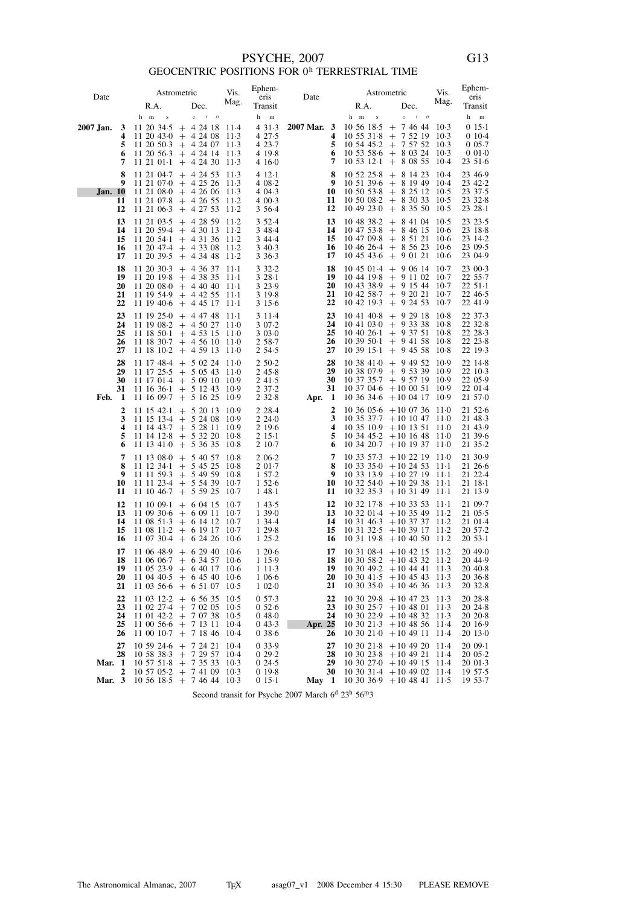# PSYCHE, 2007

## GEOCENTRIC POSITIONS FOR 0h TERRESTRIAL TIME

| Date | Astrometric R.A. | Astrometric Dec. | Vis. Mag. | Ephemeris Transit | Date | Astrometric R.A. | Astrometric Dec. | Vis. Mag. | Ephemeris Transit |
|---|---|---|---|---|---|---|---|---|---|
| | h m s | ° ′ ″ | | h m | | h m s | ° ′ ″ | | h m |
| **2007 Jan. 3** | 11 20 34·5 | + 4 24 18 | 11·4 | 4 31·3 | **2007 Mar. 3** | 10 56 18·5 | + 7 46 44 | 10·3 | 0 15·1 |
| **4** | 11 20 43·0 | + 4 24 08 | 11·3 | 4 27·5 | **4** | 10 55 31·8 | + 7 52 19 | 10·3 | 0 10·4 |
| **5** | 11 20 50·3 | + 4 24 07 | 11·3 | 4 23·7 | **5** | 10 54 45·2 | + 7 57 52 | 10·3 | 0 05·7 |
| **6** | 11 20 56·3 | + 4 24 14 | 11·3 | 4 19·8 | **6** | 10 53 58·6 | + 8 03 24 | 10·3 | 0 01·0 |
| **7** | 11 21 01·1 | + 4 24 30 | 11·3 | 4 16·0 | **7** | 10 53 12·1 | + 8 08 55 | 10·4 | 23 51·6 |
| **8** | 11 21 04·7 | + 4 24 53 | 11·3 | 4 12·1 | **8** | 10 52 25·8 | + 8 14 23 | 10·4 | 23 46·9 |
| **9** | 11 21 07·0 | + 4 25 26 | 11·3 | 4 08·2 | **9** | 10 51 39·6 | + 8 19 49 | 10·4 | 23 42·2 |
| **Jan. 10** | 11 21 08·0 | + 4 26 06 | 11·3 | 4 04·3 | **10** | 10 50 53·8 | + 8 25 12 | 10·5 | 23 37·5 |
| **11** | 11 21 07·8 | + 4 26 55 | 11·2 | 4 00·3 | **11** | 10 50 08·2 | + 8 30 33 | 10·5 | 23 32·8 |
| **12** | 11 21 06·3 | + 4 27 53 | 11·2 | 3 56·4 | **12** | 10 49 23·0 | + 8 35 50 | 10·5 | 23 28·1 |
| **13** | 11 21 03·5 | + 4 28 59 | 11·2 | 3 52·4 | **13** | 10 48 38·2 | + 8 41 04 | 10·5 | 23 23·5 |
| **14** | 11 20 59·4 | + 4 30 13 | 11·2 | 3 48·4 | **14** | 10 47 53·8 | + 8 46 15 | 10·6 | 23 18·8 |
| **15** | 11 20 54·1 | + 4 31 36 | 11·2 | 3 44·4 | **15** | 10 47 09·8 | + 8 51 21 | 10·6 | 23 14·2 |
| **16** | 11 20 47·4 | + 4 33 08 | 11·2 | 3 40·3 | **16** | 10 46 26·4 | + 8 56 23 | 10·6 | 23 09·5 |
| **17** | 11 20 39·5 | + 4 34 48 | 11·2 | 3 36·3 | **17** | 10 45 43·6 | + 9 01 21 | 10·6 | 23 04·9 |
| **18** | 11 20 30·3 | + 4 36 37 | 11·1 | 3 32·2 | **18** | 10 45 01·4 | + 9 06 14 | 10·7 | 23 00·3 |
| **19** | 11 20 19·8 | + 4 38 35 | 11·1 | 3 28·1 | **19** | 10 44 19·8 | + 9 11 02 | 10·7 | 22 55·7 |
| **20** | 11 20 08·0 | + 4 40 40 | 11·1 | 3 23·9 | **20** | 10 43 38·9 | + 9 15 44 | 10·7 | 22 51·1 |
| **21** | 11 19 54·9 | + 4 42 55 | 11·1 | 3 19·8 | **21** | 10 42 58·7 | + 9 20 21 | 10·7 | 22 46·5 |
| **22** | 11 19 40·6 | + 4 45 17 | 11·1 | 3 15·6 | **22** | 10 42 19·3 | + 9 24 53 | 10·7 | 22 41·9 |
| **23** | 11 19 25·0 | + 4 47 48 | 11·1 | 3 11·4 | **23** | 10 41 40·8 | + 9 29 18 | 10·8 | 22 37·3 |
| **24** | 11 19 08·2 | + 4 50 27 | 11·0 | 3 07·2 | **24** | 10 41 03·0 | + 9 33 38 | 10·8 | 22 32·8 |
| **25** | 11 18 50·1 | + 4 53 15 | 11·0 | 3 03·0 | **25** | 10 40 26·1 | + 9 37 51 | 10·8 | 22 28·3 |
| **26** | 11 18 30·7 | + 4 56 10 | 11·0 | 2 58·7 | **26** | 10 39 50·1 | + 9 41 58 | 10·8 | 22 23·8 |
| **27** | 11 18 10·2 | + 4 59 13 | 11·0 | 2 54·5 | **27** | 10 39 15·1 | + 9 45 58 | 10·8 | 22 19·3 |
| **28** | 11 17 48·4 | + 5 02 24 | 11·0 | 2 50·2 | **28** | 10 38 41·0 | + 9 49 52 | 10·9 | 22 14·8 |
| **29** | 11 17 25·5 | + 5 05 43 | 11·0 | 2 45·8 | **29** | 10 38 07·9 | + 9 53 39 | 10·9 | 22 10·3 |
| **30** | 11 17 01·4 | + 5 09 10 | 10·9 | 2 41·5 | **30** | 10 37 35·7 | + 9 57 19 | 10·9 | 22 05·9 |
| **31** | 11 16 36·1 | + 5 12 43 | 10·9 | 2 37·2 | **31** | 10 37 04·6 | +10 00 51 | 10·9 | 22 01·4 |
| **Feb. 1** | 11 16 09·7 | + 5 16 25 | 10·9 | 2 32·8 | **Apr. 1** | 10 36 34·6 | +10 04 17 | 10·9 | 21 57·0 |
| **2** | 11 15 42·1 | + 5 20 13 | 10·9 | 2 28·4 | **2** | 10 36 05·6 | +10 07 36 | 11·0 | 21 52·6 |
| **3** | 11 15 13·4 | + 5 24 08 | 10·9 | 2 24·0 | **3** | 10 35 37·7 | +10 10 47 | 11·0 | 21 48·3 |
| **4** | 11 14 43·7 | + 5 28 11 | 10·9 | 2 19·6 | **4** | 10 35 10·9 | +10 13 51 | 11·0 | 21 43·9 |
| **5** | 11 14 12·8 | + 5 32 20 | 10·8 | 2 15·1 | **5** | 10 34 45·2 | +10 16 48 | 11·0 | 21 39·6 |
| **6** | 11 13 41·0 | + 5 36 35 | 10·8 | 2 10·7 | **6** | 10 34 20·7 | +10 19 37 | 11·0 | 21 35·2 |
| **7** | 11 13 08·0 | + 5 40 57 | 10·8 | 2 06·2 | **7** | 10 33 57·3 | +10 22 19 | 11·0 | 21 30·9 |
| **8** | 11 12 34·1 | + 5 45 25 | 10·8 | 2 01·7 | **8** | 10 33 35·0 | +10 24 53 | 11·1 | 21 26·6 |
| **9** | 11 11 59·3 | + 5 49 59 | 10·8 | 1 57·2 | **9** | 10 33 13·9 | +10 27 19 | 11·1 | 21 22·4 |
| **10** | 11 11 23·4 | + 5 54 39 | 10·7 | 1 52·6 | **10** | 10 32 54·0 | +10 29 38 | 11·1 | 21 18·1 |
| **11** | 11 10 46·7 | + 5 59 25 | 10·7 | 1 48·1 | **11** | 10 32 35·3 | +10 31 49 | 11·1 | 21 13·9 |
| **12** | 11 10 09·1 | + 6 04 15 | 10·7 | 1 43·5 | **12** | 10 32 17·8 | +10 33 53 | 11·1 | 21 09·7 |
| **13** | 11 09 30·6 | + 6 09 11 | 10·7 | 1 39·0 | **13** | 10 32 01·4 | +10 35 49 | 11·2 | 21 05·5 |
| **14** | 11 08 51·3 | + 6 14 12 | 10·7 | 1 34·4 | **14** | 10 31 46·3 | +10 37 37 | 11·2 | 21 01·4 |
| **15** | 11 08 11·2 | + 6 19 17 | 10·7 | 1 29·8 | **15** | 10 31 32·5 | +10 39 17 | 11·2 | 20 57·2 |
| **16** | 11 07 30·4 | + 6 24 26 | 10·6 | 1 25·2 | **16** | 10 31 19·8 | +10 40 50 | 11·2 | 20 53·1 |
| **17** | 11 06 48·9 | + 6 29 40 | 10·6 | 1 20·6 | **17** | 10 31 08·4 | +10 42 15 | 11·2 | 20 49·0 |
| **18** | 11 06 06·7 | + 6 34 57 | 10·6 | 1 15·9 | **18** | 10 30 58·2 | +10 43 32 | 11·2 | 20 44·9 |
| **19** | 11 05 23·9 | + 6 40 17 | 10·6 | 1 11·3 | **19** | 10 30 49·2 | +10 44 41 | 11·3 | 20 40·8 |
| **20** | 11 04 40·5 | + 6 45 40 | 10·6 | 1 06·6 | **20** | 10 30 41·5 | +10 45 43 | 11·3 | 20 36·8 |
| **21** | 11 03 56·6 | + 6 51 07 | 10·5 | 1 02·0 | **21** | 10 30 35·0 | +10 46 36 | 11·3 | 20 32·8 |
| **22** | 11 03 12·2 | + 6 56 35 | 10·5 | 0 57·3 | **22** | 10 30 29·8 | +10 47 23 | 11·3 | 20 28·8 |
| **23** | 11 02 27·4 | + 7 02 05 | 10·5 | 0 52·6 | **23** | 10 30 25·7 | +10 48 01 | 11·3 | 20 24·8 |
| **24** | 11 01 42·2 | + 7 07 38 | 10·5 | 0 48·0 | **24** | 10 30 22·9 | +10 48 32 | 11·3 | 20 20·8 |
| **25** | 11 00 56·6 | + 7 13 11 | 10·4 | 0 43·3 | **Apr. 25** | 10 30 21·3 | +10 48 56 | 11·4 | 20 16·9 |
| **26** | 11 00 10·7 | + 7 18 46 | 10·4 | 0 38·6 | **26** | 10 30 21·0 | +10 49 11 | 11·4 | 20 13·0 |
| **27** | 10 59 24·6 | + 7 24 21 | 10·4 | 0 33·9 | **27** | 10 30 21·8 | +10 49 20 | 11·4 | 20 09·1 |
| **28** | 10 58 38·3 | + 7 29 57 | 10·4 | 0 29·2 | **28** | 10 30 23·8 | +10 49 21 | 11·4 | 20 05·2 |
| **Mar. 1** | 10 57 51·8 | + 7 35 33 | 10·3 | 0 24·5 | **29** | 10 30 27·0 | +10 49 15 | 11·4 | 20 01·3 |
| **2** | 10 57 05·2 | + 7 41 09 | 10·3 | 0 19·8 | **30** | 10 30 31·4 | +10 49 02 | 11·4 | 19 57·5 |
| **Mar. 3** | 10 56 18·5 | + 7 46 44 | 10·3 | 0 15·1 | **May 1** | 10 30 36·9 | +10 48 41 | 11·5 | 19 53·7 |

Second transit for Psyche 2007 March 6ᵈ 23ʰ 56ᵐ3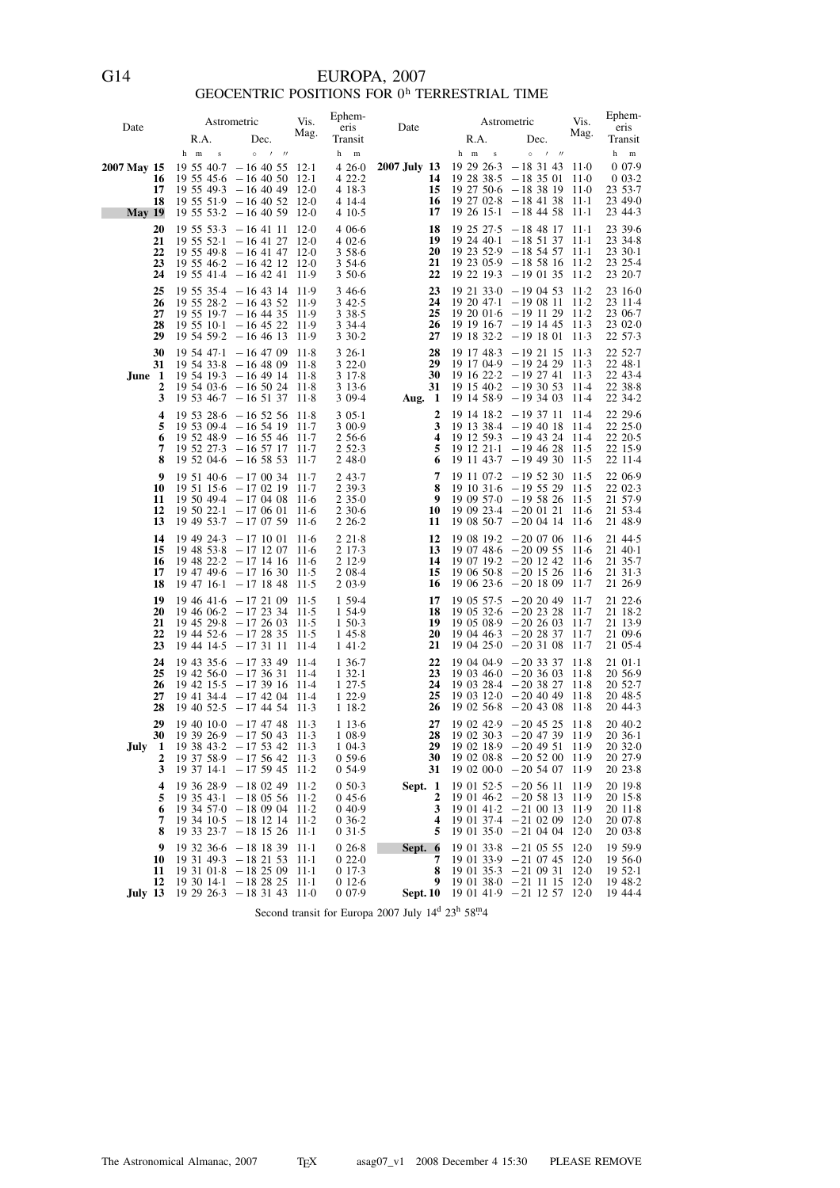# EUROPA, 2007

## GEOCENTRIC POSITIONS FOR 0h TERRESTRIAL TIME

| Date | Astrometric R.A. | Astrometric Dec. | Vis. Mag. | Ephemeris Transit | Date | Astrometric R.A. | Astrometric Dec. | Vis. Mag. | Ephemeris Transit |
|---|---|---|---|---|---|---|---|---|---|
| | h m s | ° ′ ″ | | h m | | h m s | ° ′ ″ | | h m |
| **2007 May 15** | 19 55 40·7 | −16 40 55 | 12·1 | 4 26·0 | **2007 July 13** | 19 29 26·3 | −18 31 43 | 11·0 | 0 07·9 |
| **16** | 19 55 45·6 | −16 40 50 | 12·1 | 4 22·2 | **14** | 19 28 38·5 | −18 35 01 | 11·0 | 0 03·2 |
| **17** | 19 55 49·3 | −16 40 49 | 12·0 | 4 18·3 | **15** | 19 27 50·6 | −18 38 19 | 11·0 | 23 53·7 |
| **18** | 19 55 51·9 | −16 40 52 | 12·0 | 4 14·4 | **16** | 19 27 02·8 | −18 41 38 | 11·1 | 23 49·0 |
| **May 19** | 19 55 53·2 | −16 40 59 | 12·0 | 4 10·5 | **17** | 19 26 15·1 | −18 44 58 | 11·1 | 23 44·3 |
| **20** | 19 55 53·3 | −16 41 11 | 12·0 | 4 06·6 | **18** | 19 25 27·5 | −18 48 17 | 11·1 | 23 39·6 |
| **21** | 19 55 52·1 | −16 41 27 | 12·0 | 4 02·6 | **19** | 19 24 40·1 | −18 51 37 | 11·1 | 23 34·8 |
| **22** | 19 55 49·8 | −16 41 47 | 12·0 | 3 58·6 | **20** | 19 23 52·9 | −18 54 57 | 11·1 | 23 30·1 |
| **23** | 19 55 46·2 | −16 42 12 | 12·0 | 3 54·6 | **21** | 19 23 05·9 | −18 58 16 | 11·2 | 23 25·4 |
| **24** | 19 55 41·4 | −16 42 41 | 11·9 | 3 50·6 | **22** | 19 22 19·3 | −19 01 35 | 11·2 | 23 20·7 |
| **25** | 19 55 35·4 | −16 43 14 | 11·9 | 3 46·6 | **23** | 19 21 33·0 | −19 04 53 | 11·2 | 23 16·0 |
| **26** | 19 55 28·2 | −16 43 52 | 11·9 | 3 42·5 | **24** | 19 20 47·1 | −19 08 11 | 11·2 | 23 11·4 |
| **27** | 19 55 19·7 | −16 44 35 | 11·9 | 3 38·5 | **25** | 19 20 01·6 | −19 11 29 | 11·2 | 23 06·7 |
| **28** | 19 55 10·1 | −16 45 22 | 11·9 | 3 34·4 | **26** | 19 19 16·7 | −19 14 45 | 11·3 | 23 02·0 |
| **29** | 19 54 59·2 | −16 46 13 | 11·9 | 3 30·2 | **27** | 19 18 32·2 | −19 18 01 | 11·3 | 22 57·3 |
| **30** | 19 54 47·1 | −16 47 09 | 11·8 | 3 26·1 | **28** | 19 17 48·3 | −19 21 15 | 11·3 | 22 52·7 |
| **31** | 19 54 33·8 | −16 48 09 | 11·8 | 3 22·0 | **29** | 19 17 04·9 | −19 24 29 | 11·3 | 22 48·1 |
| **June 1** | 19 54 19·3 | −16 49 14 | 11·8 | 3 17·8 | **30** | 19 16 22·2 | −19 27 41 | 11·3 | 22 43·4 |
| **2** | 19 54 03·6 | −16 50 24 | 11·8 | 3 13·6 | **31** | 19 15 40·2 | −19 30 53 | 11·4 | 22 38·8 |
| **3** | 19 53 46·7 | −16 51 37 | 11·8 | 3 09·4 | **Aug. 1** | 19 14 58·9 | −19 34 03 | 11·4 | 22 34·2 |
| **4** | 19 53 28·6 | −16 52 56 | 11·8 | 3 05·1 | **2** | 19 14 18·2 | −19 37 11 | 11·4 | 22 29·6 |
| **5** | 19 53 09·4 | −16 54 19 | 11·7 | 3 00·9 | **3** | 19 13 38·4 | −19 40 18 | 11·4 | 22 25·0 |
| **6** | 19 52 48·9 | −16 55 46 | 11·7 | 2 56·6 | **4** | 19 12 59·3 | −19 43 24 | 11·4 | 22 20·5 |
| **7** | 19 52 27·3 | −16 57 17 | 11·7 | 2 52·3 | **5** | 19 12 21·1 | −19 46 28 | 11·5 | 22 15·9 |
| **8** | 19 52 04·6 | −16 58 53 | 11·7 | 2 48·0 | **6** | 19 11 43·7 | −19 49 30 | 11·5 | 22 11·4 |
| **9** | 19 51 40·6 | −17 00 34 | 11·7 | 2 43·7 | **7** | 19 11 07·2 | −19 52 30 | 11·5 | 22 06·9 |
| **10** | 19 51 15·6 | −17 02 19 | 11·7 | 2 39·3 | **8** | 19 10 31·6 | −19 55 29 | 11·5 | 22 02·3 |
| **11** | 19 50 49·4 | −17 04 08 | 11·6 | 2 35·0 | **9** | 19 09 57·0 | −19 58 26 | 11·5 | 21 57·9 |
| **12** | 19 50 22·1 | −17 06 01 | 11·6 | 2 30·6 | **10** | 19 09 23·4 | −20 01 21 | 11·6 | 21 53·4 |
| **13** | 19 49 53·7 | −17 07 59 | 11·6 | 2 26·2 | **11** | 19 08 50·7 | −20 04 14 | 11·6 | 21 48·9 |
| **14** | 19 49 24·3 | −17 10 01 | 11·6 | 2 21·8 | **12** | 19 08 19·2 | −20 07 06 | 11·6 | 21 44·5 |
| **15** | 19 48 53·8 | −17 12 07 | 11·6 | 2 17·3 | **13** | 19 07 48·6 | −20 09 55 | 11·6 | 21 40·1 |
| **16** | 19 48 22·2 | −17 14 16 | 11·6 | 2 12·9 | **14** | 19 07 19·2 | −20 12 42 | 11·6 | 21 35·7 |
| **17** | 19 47 49·6 | −17 16 30 | 11·5 | 2 08·4 | **15** | 19 06 50·8 | −20 15 26 | 11·6 | 21 31·3 |
| **18** | 19 47 16·1 | −17 18 48 | 11·5 | 2 03·9 | **16** | 19 06 23·6 | −20 18 09 | 11·7 | 21 26·9 |
| **19** | 19 46 41·6 | −17 21 09 | 11·5 | 1 59·4 | **17** | 19 05 57·5 | −20 20 49 | 11·7 | 21 22·6 |
| **20** | 19 46 06·2 | −17 23 34 | 11·5 | 1 54·9 | **18** | 19 05 32·6 | −20 23 28 | 11·7 | 21 18·2 |
| **21** | 19 45 29·8 | −17 26 03 | 11·5 | 1 50·3 | **19** | 19 05 08·9 | −20 26 03 | 11·7 | 21 13·9 |
| **22** | 19 44 52·6 | −17 28 35 | 11·5 | 1 45·8 | **20** | 19 04 46·3 | −20 28 37 | 11·7 | 21 09·6 |
| **23** | 19 44 14·5 | −17 31 11 | 11·4 | 1 41·2 | **21** | 19 04 25·0 | −20 31 08 | 11·7 | 21 05·4 |
| **24** | 19 43 35·6 | −17 33 49 | 11·4 | 1 36·7 | **22** | 19 04 04·9 | −20 33 37 | 11·8 | 21 01·1 |
| **25** | 19 42 56·0 | −17 36 31 | 11·4 | 1 32·1 | **23** | 19 03 46·0 | −20 36 03 | 11·8 | 20 56·9 |
| **26** | 19 42 15·5 | −17 39 16 | 11·4 | 1 27·5 | **24** | 19 03 28·4 | −20 38 27 | 11·8 | 20 52·7 |
| **27** | 19 41 34·4 | −17 42 04 | 11·4 | 1 22·9 | **25** | 19 03 12·0 | −20 40 49 | 11·8 | 20 48·5 |
| **28** | 19 40 52·5 | −17 44 54 | 11·3 | 1 18·2 | **26** | 19 02 56·8 | −20 43 08 | 11·8 | 20 44·3 |
| **29** | 19 40 10·0 | −17 47 48 | 11·3 | 1 13·6 | **27** | 19 02 42·9 | −20 45 25 | 11·8 | 20 40·2 |
| **30** | 19 39 26·9 | −17 50 43 | 11·3 | 1 08·9 | **28** | 19 02 30·3 | −20 47 39 | 11·9 | 20 36·1 |
| **July 1** | 19 38 43·2 | −17 53 42 | 11·3 | 1 04·3 | **29** | 19 02 18·9 | −20 49 51 | 11·9 | 20 32·0 |
| **2** | 19 37 58·9 | −17 56 42 | 11·3 | 0 59·6 | **30** | 19 02 08·8 | −20 52 00 | 11·9 | 20 27·9 |
| **3** | 19 37 14·1 | −17 59 45 | 11·2 | 0 54·9 | **31** | 19 02 00·0 | −20 54 07 | 11·9 | 20 23·8 |
| **4** | 19 36 28·9 | −18 02 49 | 11·2 | 0 50·3 | **Sept. 1** | 19 01 52·5 | −20 56 11 | 11·9 | 20 19·8 |
| **5** | 19 35 43·1 | −18 05 56 | 11·2 | 0 45·6 | **2** | 19 01 46·2 | −20 58 13 | 11·9 | 20 15·8 |
| **6** | 19 34 57·0 | −18 09 04 | 11·2 | 0 40·9 | **3** | 19 01 41·2 | −21 00 13 | 11·9 | 20 11·8 |
| **7** | 19 34 10·5 | −18 12 14 | 11·2 | 0 36·2 | **4** | 19 01 37·4 | −21 02 09 | 12·0 | 20 07·8 |
| **8** | 19 33 23·7 | −18 15 26 | 11·1 | 0 31·5 | **5** | 19 01 35·0 | −21 04 04 | 12·0 | 20 03·8 |
| **9** | 19 32 36·6 | −18 18 39 | 11·1 | 0 26·8 | **Sept. 6** | 19 01 33·8 | −21 05 55 | 12·0 | 19 59·9 |
| **10** | 19 31 49·3 | −18 21 53 | 11·1 | 0 22·0 | **7** | 19 01 33·9 | −21 07 45 | 12·0 | 19 56·0 |
| **11** | 19 31 01·8 | −18 25 09 | 11·1 | 0 17·3 | **8** | 19 01 35·3 | −21 09 31 | 12·0 | 19 52·1 |
| **12** | 19 30 14·1 | −18 28 25 | 11·1 | 0 12·6 | **9** | 19 01 38·0 | −21 11 15 | 12·0 | 19 48·2 |
| **July 13** | 19 29 26·3 | −18 31 43 | 11·0 | 0 07·9 | **Sept. 10** | 19 01 41·9 | −21 12 57 | 12·0 | 19 44·4 |

Second transit for Europa 2007 July 14d 23h 58m4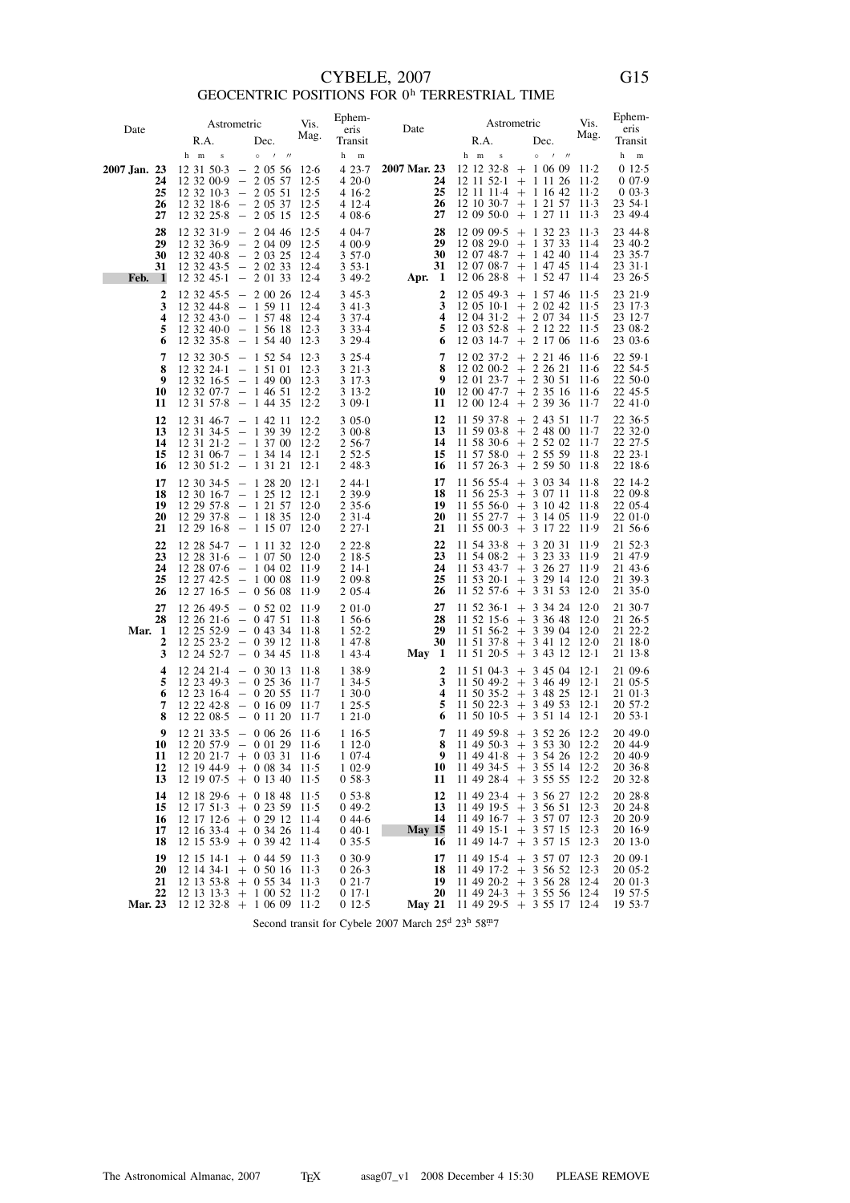# CYBELE, 2007

## GEOCENTRIC POSITIONS FOR 0ʰ TERRESTRIAL TIME

| Date | Astrometric R.A. | Astrometric Dec. | Vis. Mag. | Ephemeris Transit | Date | Astrometric R.A. | Astrometric Dec. | Vis. Mag. | Ephemeris Transit |
|---|---|---|---|---|---|---|---|---|---|
| | h m s | ° ′ ″ | | h m | | h m s | ° ′ ″ | | h m |
| **2007 Jan. 23** | 12 31 50·3 | − 2 05 56 | 12·6 | 4 23·7 | **2007 Mar. 23** | 12 12 32·8 | + 1 06 09 | 11·2 | 0 12·5 |
| **24** | 12 32 00·9 | − 2 05 57 | 12·5 | 4 20·0 | **24** | 12 11 52·1 | + 1 11 26 | 11·2 | 0 07·9 |
| **25** | 12 32 10·3 | − 2 05 51 | 12·5 | 4 16·2 | **25** | 12 11 11·4 | + 1 16 42 | 11·2 | 0 03·3 |
| **26** | 12 32 18·6 | − 2 05 37 | 12·5 | 4 12·4 | **26** | 12 10 30·7 | + 1 21 57 | 11·3 | 23 54·1 |
| **27** | 12 32 25·8 | − 2 05 15 | 12·5 | 4 08·6 | **27** | 12 09 50·0 | + 1 27 11 | 11·3 | 23 49·4 |
| **28** | 12 32 31·9 | − 2 04 46 | 12·5 | 4 04·7 | **28** | 12 09 09·5 | + 1 32 23 | 11·3 | 23 44·8 |
| **29** | 12 32 36·9 | − 2 04 09 | 12·5 | 4 00·9 | **29** | 12 08 29·0 | + 1 37 33 | 11·4 | 23 40·2 |
| **30** | 12 32 40·8 | − 2 03 25 | 12·4 | 3 57·0 | **30** | 12 07 48·7 | + 1 42 40 | 11·4 | 23 35·7 |
| **31** | 12 32 43·5 | − 2 02 33 | 12·4 | 3 53·1 | **31** | 12 07 08·7 | + 1 47 45 | 11·4 | 23 31·1 |
| **Feb. 1** | 12 32 45·1 | − 2 01 33 | 12·4 | 3 49·2 | **Apr. 1** | 12 06 28·8 | + 1 52 47 | 11·4 | 23 26·5 |
| **2** | 12 32 45·5 | − 2 00 26 | 12·4 | 3 45·3 | **2** | 12 05 49·3 | + 1 57 46 | 11·5 | 23 21·9 |
| **3** | 12 32 44·8 | − 1 59 11 | 12·4 | 3 41·3 | **3** | 12 05 10·1 | + 2 02 42 | 11·5 | 23 17·3 |
| **4** | 12 32 43·0 | − 1 57 48 | 12·4 | 3 37·4 | **4** | 12 04 31·2 | + 2 07 34 | 11·5 | 23 12·7 |
| **5** | 12 32 40·0 | − 1 56 18 | 12·3 | 3 33·4 | **5** | 12 03 52·8 | + 2 12 22 | 11·5 | 23 08·2 |
| **6** | 12 32 35·8 | − 1 54 40 | 12·3 | 3 29·4 | **6** | 12 03 14·7 | + 2 17 06 | 11·6 | 23 03·6 |
| **7** | 12 32 30·5 | − 1 52 54 | 12·3 | 3 25·4 | **7** | 12 02 37·2 | + 2 21 46 | 11·6 | 22 59·1 |
| **8** | 12 32 24·1 | − 1 51 01 | 12·3 | 3 21·3 | **8** | 12 02 00·2 | + 2 26 21 | 11·6 | 22 54·5 |
| **9** | 12 32 16·5 | − 1 49 00 | 12·3 | 3 17·3 | **9** | 12 01 23·7 | + 2 30 51 | 11·6 | 22 50·0 |
| **10** | 12 32 07·7 | − 1 46 51 | 12·2 | 3 13·2 | **10** | 12 00 47·7 | + 2 35 16 | 11·6 | 22 45·5 |
| **11** | 12 31 57·8 | − 1 44 35 | 12·2 | 3 09·1 | **11** | 12 00 12·4 | + 2 39 36 | 11·7 | 22 41·0 |
| **12** | 12 31 46·7 | − 1 42 11 | 12·2 | 3 05·0 | **12** | 11 59 37·8 | + 2 43 51 | 11·7 | 22 36·5 |
| **13** | 12 31 34·5 | − 1 39 39 | 12·2 | 3 00·8 | **13** | 11 59 03·8 | + 2 48 00 | 11·7 | 22 32·0 |
| **14** | 12 31 21·2 | − 1 37 00 | 12·2 | 2 56·7 | **14** | 11 58 30·6 | + 2 52 02 | 11·7 | 22 27·5 |
| **15** | 12 31 06·7 | − 1 34 14 | 12·1 | 2 52·5 | **15** | 11 57 58·0 | + 2 55 59 | 11·8 | 22 23·1 |
| **16** | 12 30 51·2 | − 1 31 21 | 12·1 | 2 48·3 | **16** | 11 57 26·3 | + 2 59 50 | 11·8 | 22 18·6 |
| **17** | 12 30 34·5 | − 1 28 20 | 12·1 | 2 44·1 | **17** | 11 56 55·4 | + 3 03 34 | 11·8 | 22 14·2 |
| **18** | 12 30 16·7 | − 1 25 12 | 12·1 | 2 39·9 | **18** | 11 56 25·3 | + 3 07 11 | 11·8 | 22 09·8 |
| **19** | 12 29 57·8 | − 1 21 57 | 12·0 | 2 35·6 | **19** | 11 55 56·0 | + 3 10 42 | 11·8 | 22 05·4 |
| **20** | 12 29 37·8 | − 1 18 35 | 12·0 | 2 31·4 | **20** | 11 55 27·7 | + 3 14 05 | 11·9 | 22 01·0 |
| **21** | 12 29 16·8 | − 1 15 07 | 12·0 | 2 27·1 | **21** | 11 55 00·3 | + 3 17 22 | 11·9 | 21 56·6 |
| **22** | 12 28 54·7 | − 1 11 32 | 12·0 | 2 22·8 | **22** | 11 54 33·8 | + 3 20 31 | 11·9 | 21 52·3 |
| **23** | 12 28 31·6 | − 1 07 50 | 12·0 | 2 18·5 | **23** | 11 54 08·2 | + 3 23 33 | 11·9 | 21 47·9 |
| **24** | 12 28 07·6 | − 1 04 02 | 11·9 | 2 14·1 | **24** | 11 53 43·7 | + 3 26 27 | 11·9 | 21 43·6 |
| **25** | 12 27 42·5 | − 1 00 08 | 11·9 | 2 09·8 | **25** | 11 53 20·1 | + 3 29 14 | 12·0 | 21 39·3 |
| **26** | 12 27 16·5 | − 0 56 08 | 11·9 | 2 05·4 | **26** | 11 52 57·6 | + 3 31 53 | 12·0 | 21 35·0 |
| **27** | 12 26 49·5 | − 0 52 02 | 11·9 | 2 01·0 | **27** | 11 52 36·1 | + 3 34 24 | 12·0 | 21 30·7 |
| **28** | 12 26 21·6 | − 0 47 51 | 11·8 | 1 56·6 | **28** | 11 52 15·6 | + 3 36 48 | 12·0 | 21 26·5 |
| **Mar. 1** | 12 25 52·9 | − 0 43 34 | 11·8 | 1 52·2 | **29** | 11 51 56·2 | + 3 39 04 | 12·0 | 21 22·2 |
| **2** | 12 25 23·2 | − 0 39 12 | 11·8 | 1 47·8 | **30** | 11 51 37·8 | + 3 41 12 | 12·0 | 21 18·0 |
| **3** | 12 24 52·7 | − 0 34 45 | 11·8 | 1 43·4 | **May 1** | 11 51 20·5 | + 3 43 12 | 12·1 | 21 13·8 |
| **4** | 12 24 21·4 | − 0 30 13 | 11·8 | 1 38·9 | **2** | 11 51 04·3 | + 3 45 04 | 12·1 | 21 09·6 |
| **5** | 12 23 49·3 | − 0 25 36 | 11·7 | 1 34·5 | **3** | 11 50 49·2 | + 3 46 49 | 12·1 | 21 05·5 |
| **6** | 12 23 16·4 | − 0 20 55 | 11·7 | 1 30·0 | **4** | 11 50 35·2 | + 3 48 25 | 12·1 | 21 01·3 |
| **7** | 12 22 42·8 | − 0 16 09 | 11·7 | 1 25·5 | **5** | 11 50 22·3 | + 3 49 53 | 12·1 | 20 57·2 |
| **8** | 12 22 08·5 | − 0 11 20 | 11·7 | 1 21·0 | **6** | 11 50 10·5 | + 3 51 14 | 12·1 | 20 53·1 |
| **9** | 12 21 33·5 | − 0 06 26 | 11·6 | 1 16·5 | **7** | 11 49 59·8 | + 3 52 26 | 12·2 | 20 49·0 |
| **10** | 12 20 57·9 | − 0 01 29 | 11·6 | 1 12·0 | **8** | 11 49 50·3 | + 3 53 30 | 12·2 | 20 44·9 |
| **11** | 12 20 21·7 | + 0 03 31 | 11·6 | 1 07·4 | **9** | 11 49 41·8 | + 3 54 26 | 12·2 | 20 40·9 |
| **12** | 12 19 44·9 | + 0 08 34 | 11·5 | 1 02·9 | **10** | 11 49 34·5 | + 3 55 14 | 12·2 | 20 36·8 |
| **13** | 12 19 07·5 | + 0 13 40 | 11·5 | 0 58·3 | **11** | 11 49 28·4 | + 3 55 55 | 12·2 | 20 32·8 |
| **14** | 12 18 29·6 | + 0 18 48 | 11·5 | 0 53·8 | **12** | 11 49 23·4 | + 3 56 27 | 12·2 | 20 28·8 |
| **15** | 12 17 51·3 | + 0 23 59 | 11·5 | 0 49·2 | **13** | 11 49 19·5 | + 3 56 51 | 12·3 | 20 24·8 |
| **16** | 12 17 12·6 | + 0 29 12 | 11·4 | 0 44·6 | **14** | 11 49 16·7 | + 3 57 07 | 12·3 | 20 20·9 |
| **17** | 12 16 33·4 | + 0 34 26 | 11·4 | 0 40·1 | **May 15** | 11 49 15·1 | + 3 57 15 | 12·3 | 20 16·9 |
| **18** | 12 15 53·9 | + 0 39 42 | 11·4 | 0 35·5 | **16** | 11 49 14·7 | + 3 57 15 | 12·3 | 20 13·0 |
| **19** | 12 15 14·1 | + 0 44 59 | 11·3 | 0 30·9 | **17** | 11 49 15·4 | + 3 57 07 | 12·3 | 20 09·1 |
| **20** | 12 14 34·1 | + 0 50 16 | 11·3 | 0 26·3 | **18** | 11 49 17·2 | + 3 56 52 | 12·3 | 20 05·2 |
| **21** | 12 13 53·8 | + 0 55 34 | 11·3 | 0 21·7 | **19** | 11 49 20·2 | + 3 56 28 | 12·4 | 20 01·3 |
| **22** | 12 13 13·3 | + 1 00 52 | 11·2 | 0 17·1 | **20** | 11 49 24·3 | + 3 55 56 | 12·4 | 19 57·5 |
| **Mar. 23** | 12 12 32·8 | + 1 06 09 | 11·2 | 0 12·5 | **May 21** | 11 49 29·5 | + 3 55 17 | 12·4 | 19 53·7 |

Second transit for Cybele 2007 March 25ᵈ 23ʰ 58ᵐ7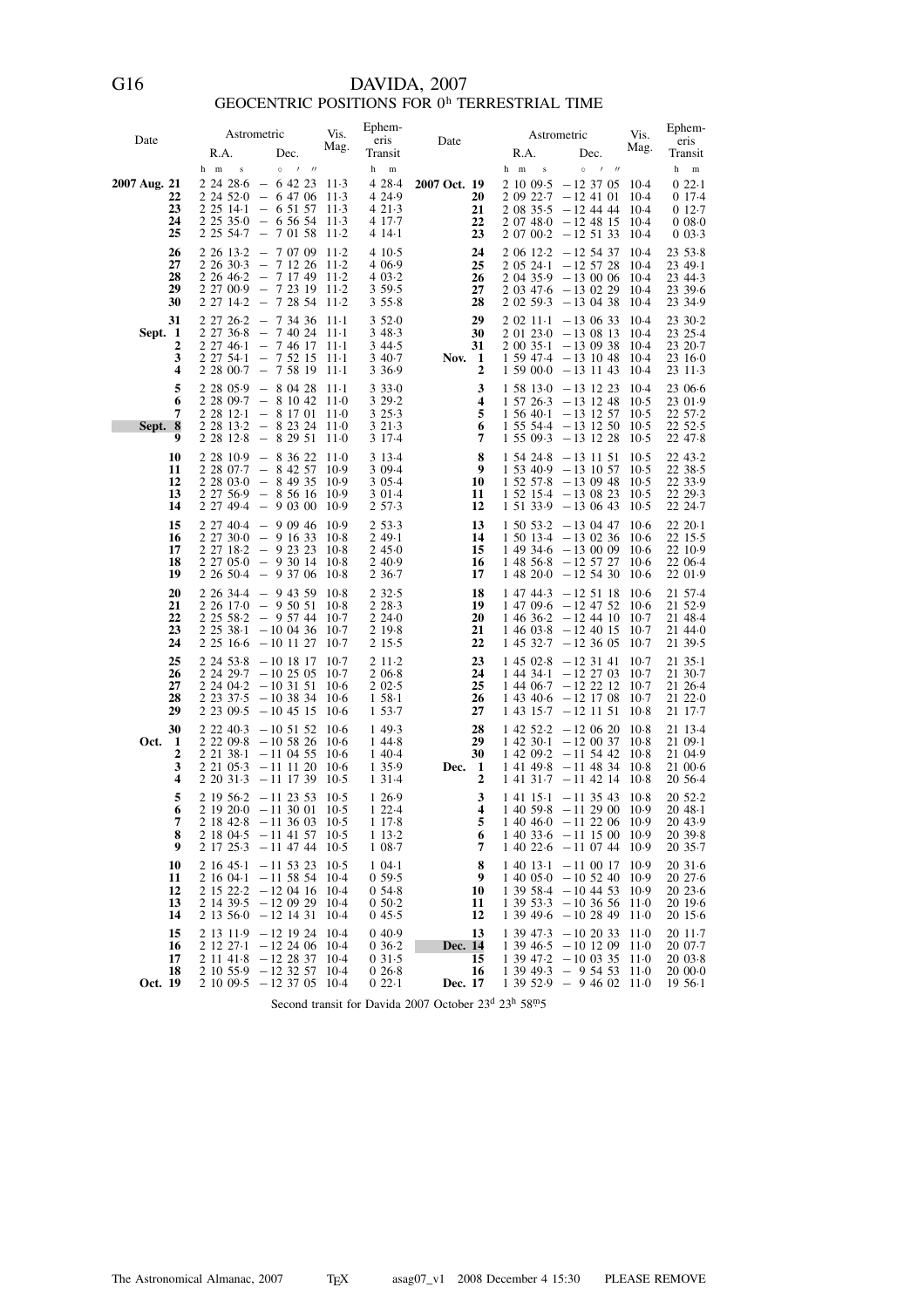# DAVIDA, 2007

## GEOCENTRIC POSITIONS FOR $0^h$ TERRESTRIAL TIME

| Date | Astrometric R.A. | Astrometric Dec. | Vis. Mag. | Ephemeris Transit | Date | Astrometric R.A. | Astrometric Dec. | Vis. Mag. | Ephemeris Transit |
|---|---|---|---|---|---|---|---|---|---|
| | h m s | ° ′ ″ | | h m | | h m s | ° ′ ″ | | h m |
| **2007 Aug. 21** | 2 24 28·6 | − 6 42 23 | 11·3 | 4 28·4 | **2007 Oct. 19** | 2 10 09·5 | −12 37 05 | 10·4 | 0 22·1 |
| **22** | 2 24 52·0 | − 6 47 06 | 11·3 | 4 24·9 | **20** | 2 09 22·7 | −12 41 01 | 10·4 | 0 17·4 |
| **23** | 2 25 14·1 | − 6 51 57 | 11·3 | 4 21·3 | **21** | 2 08 35·5 | −12 44 44 | 10·4 | 0 12·7 |
| **24** | 2 25 35·0 | − 6 56 54 | 11·3 | 4 17·7 | **22** | 2 07 48·0 | −12 48 15 | 10·4 | 0 08·0 |
| **25** | 2 25 54·7 | − 7 01 58 | 11·2 | 4 14·1 | **23** | 2 07 00·2 | −12 51 33 | 10·4 | 0 03·3 |
| **26** | 2 26 13·2 | − 7 07 09 | 11·2 | 4 10·5 | **24** | 2 06 12·2 | −12 54 37 | 10·4 | 23 53·8 |
| **27** | 2 26 30·3 | − 7 12 26 | 11·2 | 4 06·9 | **25** | 2 05 24·1 | −12 57 28 | 10·4 | 23 49·1 |
| **28** | 2 26 46·2 | − 7 17 49 | 11·2 | 4 03·2 | **26** | 2 04 35·9 | −13 00 06 | 10·4 | 23 44·3 |
| **29** | 2 27 00·9 | − 7 23 19 | 11·2 | 3 59·5 | **27** | 2 03 47·6 | −13 02 29 | 10·4 | 23 39·6 |
| **30** | 2 27 14·2 | − 7 28 54 | 11·2 | 3 55·8 | **28** | 2 02 59·3 | −13 04 38 | 10·4 | 23 34·9 |
| **31** | 2 27 26·2 | − 7 34 36 | 11·1 | 3 52·0 | **29** | 2 02 11·1 | −13 06 33 | 10·4 | 23 30·2 |
| **Sept. 1** | 2 27 36·8 | − 7 40 24 | 11·1 | 3 48·3 | **30** | 2 01 23·0 | −13 08 13 | 10·4 | 23 25·4 |
| **2** | 2 27 46·1 | − 7 46 17 | 11·1 | 3 44·5 | **31** | 2 00 35·1 | −13 09 38 | 10·4 | 23 20·7 |
| **3** | 2 27 54·1 | − 7 52 15 | 11·1 | 3 40·7 | **Nov. 1** | 1 59 47·4 | −13 10 48 | 10·4 | 23 16·0 |
| **4** | 2 28 00·7 | − 7 58 19 | 11·1 | 3 36·9 | **2** | 1 59 00·0 | −13 11 43 | 10·4 | 23 11·3 |
| **5** | 2 28 05·9 | − 8 04 28 | 11·1 | 3 33·0 | **3** | 1 58 13·0 | −13 12 23 | 10·4 | 23 06·6 |
| **6** | 2 28 09·7 | − 8 10 42 | 11·0 | 3 29·2 | **4** | 1 57 26·3 | −13 12 48 | 10·5 | 23 01·9 |
| **7** | 2 28 12·1 | − 8 17 01 | 11·0 | 3 25·3 | **5** | 1 56 40·1 | −13 12 57 | 10·5 | 22 57·2 |
| **Sept. 8** | 2 28 13·2 | − 8 23 24 | 11·0 | 3 21·3 | **6** | 1 55 54·4 | −13 12 50 | 10·5 | 22 52·5 |
| **9** | 2 28 12·8 | − 8 29 51 | 11·0 | 3 17·4 | **7** | 1 55 09·3 | −13 12 28 | 10·5 | 22 47·8 |
| **10** | 2 28 10·9 | − 8 36 22 | 11·0 | 3 13·4 | **8** | 1 54 24·8 | −13 11 51 | 10·5 | 22 43·2 |
| **11** | 2 28 07·7 | − 8 42 57 | 10·9 | 3 09·4 | **9** | 1 53 40·9 | −13 10 57 | 10·5 | 22 38·5 |
| **12** | 2 28 03·0 | − 8 49 35 | 10·9 | 3 05·4 | **10** | 1 52 57·8 | −13 09 48 | 10·5 | 22 33·9 |
| **13** | 2 27 56·9 | − 8 56 16 | 10·9 | 3 01·4 | **11** | 1 52 15·4 | −13 08 23 | 10·5 | 22 29·3 |
| **14** | 2 27 49·4 | − 9 03 00 | 10·9 | 2 57·3 | **12** | 1 51 33·9 | −13 06 43 | 10·5 | 22 24·7 |
| **15** | 2 27 40·4 | − 9 09 46 | 10·9 | 2 53·3 | **13** | 1 50 53·2 | −13 04 47 | 10·6 | 22 20·1 |
| **16** | 2 27 30·0 | − 9 16 33 | 10·8 | 2 49·1 | **14** | 1 50 13·4 | −13 02 36 | 10·6 | 22 15·5 |
| **17** | 2 27 18·2 | − 9 23 23 | 10·8 | 2 45·0 | **15** | 1 49 34·6 | −13 00 09 | 10·6 | 22 10·9 |
| **18** | 2 27 05·0 | − 9 30 14 | 10·8 | 2 40·9 | **16** | 1 48 56·8 | −12 57 27 | 10·6 | 22 06·4 |
| **19** | 2 26 50·4 | − 9 37 06 | 10·8 | 2 36·7 | **17** | 1 48 20·0 | −12 54 30 | 10·6 | 22 01·9 |
| **20** | 2 26 34·4 | − 9 43 59 | 10·8 | 2 32·5 | **18** | 1 47 44·3 | −12 51 18 | 10·6 | 21 57·4 |
| **21** | 2 26 17·0 | − 9 50 51 | 10·8 | 2 28·3 | **19** | 1 47 09·6 | −12 47 52 | 10·6 | 21 52·9 |
| **22** | 2 25 58·2 | − 9 57 44 | 10·7 | 2 24·0 | **20** | 1 46 36·2 | −12 44 10 | 10·7 | 21 48·4 |
| **23** | 2 25 38·1 | −10 04 36 | 10·7 | 2 19·8 | **21** | 1 46 03·8 | −12 40 15 | 10·7 | 21 44·0 |
| **24** | 2 25 16·6 | −10 11 27 | 10·7 | 2 15·5 | **22** | 1 45 32·7 | −12 36 05 | 10·7 | 21 39·5 |
| **25** | 2 24 53·8 | −10 18 17 | 10·7 | 2 11·2 | **23** | 1 45 02·8 | −12 31 41 | 10·7 | 21 35·1 |
| **26** | 2 24 29·7 | −10 25 05 | 10·7 | 2 06·8 | **24** | 1 44 34·1 | −12 27 03 | 10·7 | 21 30·7 |
| **27** | 2 24 04·2 | −10 31 51 | 10·6 | 2 02·5 | **25** | 1 44 06·7 | −12 22 12 | 10·7 | 21 26·4 |
| **28** | 2 23 37·5 | −10 38 34 | 10·6 | 1 58·1 | **26** | 1 43 40·6 | −12 17 08 | 10·7 | 21 22·0 |
| **29** | 2 23 09·5 | −10 45 15 | 10·6 | 1 53·7 | **27** | 1 43 15·7 | −12 11 51 | 10·8 | 21 17·7 |
| **30** | 2 22 40·3 | −10 51 52 | 10·6 | 1 49·3 | **28** | 1 42 52·2 | −12 06 20 | 10·8 | 21 13·4 |
| **Oct. 1** | 2 22 09·8 | −10 58 26 | 10·6 | 1 44·8 | **29** | 1 42 30·1 | −12 00 37 | 10·8 | 21 09·1 |
| **2** | 2 21 38·1 | −11 04 55 | 10·6 | 1 40·4 | **30** | 1 42 09·2 | −11 54 42 | 10·8 | 21 04·9 |
| **3** | 2 21 05·3 | −11 11 20 | 10·6 | 1 35·9 | **Dec. 1** | 1 41 49·8 | −11 48 34 | 10·8 | 21 00·6 |
| **4** | 2 20 31·3 | −11 17 39 | 10·5 | 1 31·4 | **2** | 1 41 31·7 | −11 42 14 | 10·8 | 20 56·4 |
| **5** | 2 19 56·2 | −11 23 53 | 10·5 | 1 26·9 | **3** | 1 41 15·1 | −11 35 43 | 10·8 | 20 52·2 |
| **6** | 2 19 20·0 | −11 30 01 | 10·5 | 1 22·4 | **4** | 1 40 59·8 | −11 29 00 | 10·9 | 20 48·1 |
| **7** | 2 18 42·8 | −11 36 03 | 10·5 | 1 17·8 | **5** | 1 40 46·0 | −11 22 06 | 10·9 | 20 43·9 |
| **8** | 2 18 04·5 | −11 41 57 | 10·5 | 1 13·2 | **6** | 1 40 33·6 | −11 15 00 | 10·9 | 20 39·8 |
| **9** | 2 17 25·3 | −11 47 44 | 10·5 | 1 08·7 | **7** | 1 40 22·6 | −11 07 44 | 10·9 | 20 35·7 |
| **10** | 2 16 45·1 | −11 53 23 | 10·5 | 1 04·1 | **8** | 1 40 13·1 | −11 00 17 | 10·9 | 20 31·6 |
| **11** | 2 16 04·1 | −11 58 54 | 10·4 | 0 59·5 | **9** | 1 40 05·0 | −10 52 40 | 10·9 | 20 27·6 |
| **12** | 2 15 22·2 | −12 04 16 | 10·4 | 0 54·8 | **10** | 1 39 58·4 | −10 44 53 | 10·9 | 20 23·6 |
| **13** | 2 14 39·5 | −12 09 29 | 10·4 | 0 50·2 | **11** | 1 39 53·3 | −10 36 56 | 11·0 | 20 19·6 |
| **14** | 2 13 56·0 | −12 14 31 | 10·4 | 0 45·5 | **12** | 1 39 49·6 | −10 28 49 | 11·0 | 20 15·6 |
| **15** | 2 13 11·9 | −12 19 24 | 10·4 | 0 40·9 | **13** | 1 39 47·3 | −10 20 33 | 11·0 | 20 11·7 |
| **16** | 2 12 27·1 | −12 24 06 | 10·4 | 0 36·2 | **Dec. 14** | 1 39 46·5 | −10 12 09 | 11·0 | 20 07·7 |
| **17** | 2 11 41·8 | −12 28 37 | 10·4 | 0 31·5 | **15** | 1 39 47·2 | −10 03 35 | 11·0 | 20 03·8 |
| **18** | 2 10 55·9 | −12 32 57 | 10·4 | 0 26·8 | **16** | 1 39 49·3 | − 9 54 53 | 11·0 | 20 00·0 |
| **Oct. 19** | 2 10 09·5 | −12 37 05 | 10·4 | 0 22·1 | **Dec. 17** | 1 39 52·9 | − 9 46 02 | 11·0 | 19 56·1 |

Second transit for Davida 2007 October $23^d$ $23^h$ $58^m5$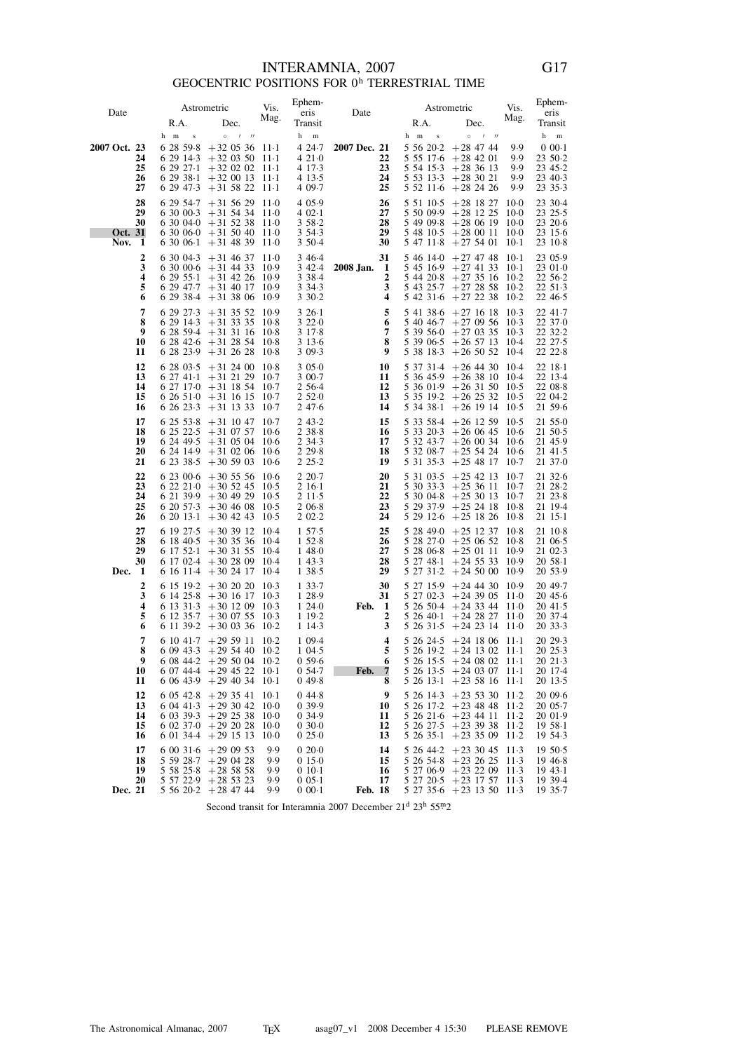# INTERAMNIA, 2007

## GEOCENTRIC POSITIONS FOR 0ʰ TERRESTRIAL TIME

| Date | Astrometric R.A. | Astrometric Dec. | Vis. Mag. | Ephemeris Transit | Date | Astrometric R.A. | Astrometric Dec. | Vis. Mag. | Ephemeris Transit |
|---|---|---|---|---|---|---|---|---|---|
| | h m s | ° ′ ″ | | h m | | h m s | ° ′ ″ | | h m |
| **2007 Oct. 23** | 6 28 59·8 | +32 05 36 | 11·1 | 4 24·7 | **2007 Dec. 21** | 5 56 20·2 | +28 47 44 | 9·9 | 0 00·1 |
| **24** | 6 29 14·3 | +32 03 50 | 11·1 | 4 21·0 | **22** | 5 55 17·6 | +28 42 01 | 9·9 | 23 50·2 |
| **25** | 6 29 27·1 | +32 02 02 | 11·1 | 4 17·3 | **23** | 5 54 15·3 | +28 36 13 | 9·9 | 23 45·2 |
| **26** | 6 29 38·1 | +32 00 13 | 11·1 | 4 13·5 | **24** | 5 53 13·3 | +28 30 21 | 9·9 | 23 40·3 |
| **27** | 6 29 47·3 | +31 58 22 | 11·1 | 4 09·7 | **25** | 5 52 11·6 | +28 24 26 | 9·9 | 23 35·3 |
| **28** | 6 29 54·7 | +31 56 29 | 11·0 | 4 05·9 | **26** | 5 51 10·5 | +28 18 27 | 10·0 | 23 30·4 |
| **29** | 6 30 00·3 | +31 54 34 | 11·0 | 4 02·1 | **27** | 5 50 09·9 | +28 12 25 | 10·0 | 23 25·5 |
| **30** | 6 30 04·0 | +31 52 38 | 11·0 | 3 58·2 | **28** | 5 49 09·8 | +28 06 19 | 10·0 | 23 20·6 |
| **Oct. 31** | 6 30 06·0 | +31 50 40 | 11·0 | 3 54·3 | **29** | 5 48 10·5 | +28 00 11 | 10·0 | 23 15·6 |
| **Nov. 1** | 6 30 06·1 | +31 48 39 | 11·0 | 3 50·4 | **30** | 5 47 11·8 | +27 54 01 | 10·1 | 23 10·8 |
| **2** | 6 30 04·3 | +31 46 37 | 11·0 | 3 46·4 | **31** | 5 46 14·0 | +27 47 48 | 10·1 | 23 05·9 |
| **3** | 6 30 00·6 | +31 44 33 | 10·9 | 3 42·4 | **2008 Jan. 1** | 5 45 16·9 | +27 41 33 | 10·1 | 23 01·0 |
| **4** | 6 29 55·1 | +31 42 26 | 10·9 | 3 38·4 | **2** | 5 44 20·8 | +27 35 16 | 10·2 | 22 56·2 |
| **5** | 6 29 47·7 | +31 40 17 | 10·9 | 3 34·3 | **3** | 5 43 25·7 | +27 28 58 | 10·2 | 22 51·3 |
| **6** | 6 29 38·4 | +31 38 06 | 10·9 | 3 30·2 | **4** | 5 42 31·6 | +27 22 38 | 10·2 | 22 46·5 |
| **7** | 6 29 27·3 | +31 35 52 | 10·9 | 3 26·1 | **5** | 5 41 38·6 | +27 16 18 | 10·3 | 22 41·7 |
| **8** | 6 29 14·3 | +31 33 35 | 10·8 | 3 22·0 | **6** | 5 40 46·7 | +27 09 56 | 10·3 | 22 37·0 |
| **9** | 6 28 59·4 | +31 31 16 | 10·8 | 3 17·8 | **7** | 5 39 56·0 | +27 03 35 | 10·3 | 22 32·2 |
| **10** | 6 28 42·6 | +31 28 54 | 10·8 | 3 13·6 | **8** | 5 39 06·5 | +26 57 13 | 10·4 | 22 27·5 |
| **11** | 6 28 23·9 | +31 26 28 | 10·8 | 3 09·3 | **9** | 5 38 18·3 | +26 50 52 | 10·4 | 22 22·8 |
| **12** | 6 28 03·5 | +31 24 00 | 10·8 | 3 05·0 | **10** | 5 37 31·4 | +26 44 30 | 10·4 | 22 18·1 |
| **13** | 6 27 41·1 | +31 21 29 | 10·7 | 3 00·7 | **11** | 5 36 45·9 | +26 38 10 | 10·4 | 22 13·4 |
| **14** | 6 27 17·0 | +31 18 54 | 10·7 | 2 56·4 | **12** | 5 36 01·9 | +26 31 50 | 10·5 | 22 08·8 |
| **15** | 6 26 51·0 | +31 16 15 | 10·7 | 2 52·0 | **13** | 5 35 19·2 | +26 25 32 | 10·5 | 22 04·2 |
| **16** | 6 26 23·3 | +31 13 33 | 10·7 | 2 47·6 | **14** | 5 34 38·1 | +26 19 14 | 10·5 | 21 59·6 |
| **17** | 6 25 53·8 | +31 10 47 | 10·7 | 2 43·2 | **15** | 5 33 58·4 | +26 12 59 | 10·5 | 21 55·0 |
| **18** | 6 25 22·5 | +31 07 57 | 10·6 | 2 38·8 | **16** | 5 33 20·3 | +26 06 45 | 10·6 | 21 50·5 |
| **19** | 6 24 49·5 | +31 05 04 | 10·6 | 2 34·3 | **17** | 5 32 43·7 | +26 00 34 | 10·6 | 21 45·9 |
| **20** | 6 24 14·9 | +31 02 06 | 10·6 | 2 29·8 | **18** | 5 32 08·7 | +25 54 24 | 10·6 | 21 41·5 |
| **21** | 6 23 38·5 | +30 59 03 | 10·6 | 2 25·2 | **19** | 5 31 35·3 | +25 48 17 | 10·7 | 21 37·0 |
| **22** | 6 23 00·6 | +30 55 56 | 10·6 | 2 20·7 | **20** | 5 31 03·5 | +25 42 13 | 10·7 | 21 32·6 |
| **23** | 6 22 21·0 | +30 52 45 | 10·5 | 2 16·1 | **21** | 5 30 33·3 | +25 36 11 | 10·7 | 21 28·2 |
| **24** | 6 21 39·9 | +30 49 29 | 10·5 | 2 11·5 | **22** | 5 30 04·8 | +25 30 13 | 10·7 | 21 23·8 |
| **25** | 6 20 57·3 | +30 46 08 | 10·5 | 2 06·8 | **23** | 5 29 37·9 | +25 24 18 | 10·8 | 21 19·4 |
| **26** | 6 20 13·1 | +30 42 43 | 10·5 | 2 02·2 | **24** | 5 29 12·6 | +25 18 26 | 10·8 | 21 15·1 |
| **27** | 6 19 27·5 | +30 39 12 | 10·4 | 1 57·5 | **25** | 5 28 49·0 | +25 12 37 | 10·8 | 21 10·8 |
| **28** | 6 18 40·5 | +30 35 36 | 10·4 | 1 52·8 | **26** | 5 28 27·0 | +25 06 52 | 10·8 | 21 06·5 |
| **29** | 6 17 52·1 | +30 31 55 | 10·4 | 1 48·0 | **27** | 5 28 06·8 | +25 01 11 | 10·9 | 21 02·3 |
| **30** | 6 17 02·4 | +30 28 09 | 10·4 | 1 43·3 | **28** | 5 27 48·1 | +24 55 33 | 10·9 | 20 58·1 |
| **Dec. 1** | 6 16 11·4 | +30 24 17 | 10·4 | 1 38·5 | **29** | 5 27 31·2 | +24 50 00 | 10·9 | 20 53·9 |
| **2** | 6 15 19·2 | +30 20 20 | 10·3 | 1 33·7 | **30** | 5 27 15·9 | +24 44 30 | 10·9 | 20 49·7 |
| **3** | 6 14 25·8 | +30 16 17 | 10·3 | 1 28·9 | **31** | 5 27 02·3 | +24 39 05 | 11·0 | 20 45·6 |
| **4** | 6 13 31·3 | +30 12 09 | 10·3 | 1 24·0 | **Feb. 1** | 5 26 50·4 | +24 33 44 | 11·0 | 20 41·5 |
| **5** | 6 12 35·7 | +30 07 55 | 10·3 | 1 19·2 | **2** | 5 26 40·1 | +24 28 27 | 11·0 | 20 37·4 |
| **6** | 6 11 39·2 | +30 03 36 | 10·2 | 1 14·3 | **3** | 5 26 31·5 | +24 23 14 | 11·0 | 20 33·3 |
| **7** | 6 10 41·7 | +29 59 11 | 10·2 | 1 09·4 | **4** | 5 26 24·5 | +24 18 06 | 11·1 | 20 29·3 |
| **8** | 6 09 43·3 | +29 54 40 | 10·2 | 1 04·5 | **5** | 5 26 19·2 | +24 13 02 | 11·1 | 20 25·3 |
| **9** | 6 08 44·2 | +29 50 04 | 10·2 | 0 59·6 | **6** | 5 26 15·5 | +24 08 02 | 11·1 | 20 21·3 |
| **10** | 6 07 44·4 | +29 45 22 | 10·1 | 0 54·7 | **Feb. 7** | 5 26 13·5 | +24 03 07 | 11·1 | 20 17·4 |
| **11** | 6 06 43·9 | +29 40 34 | 10·1 | 0 49·8 | **8** | 5 26 13·1 | +23 58 16 | 11·1 | 20 13·5 |
| **12** | 6 05 42·8 | +29 35 41 | 10·1 | 0 44·8 | **9** | 5 26 14·3 | +23 53 30 | 11·2 | 20 09·6 |
| **13** | 6 04 41·3 | +29 30 42 | 10·0 | 0 39·9 | **10** | 5 26 17·2 | +23 48 48 | 11·2 | 20 05·7 |
| **14** | 6 03 39·3 | +29 25 38 | 10·0 | 0 34·9 | **11** | 5 26 21·6 | +23 44 11 | 11·2 | 20 01·9 |
| **15** | 6 02 37·0 | +29 20 28 | 10·0 | 0 30·0 | **12** | 5 26 27·5 | +23 39 38 | 11·2 | 19 58·1 |
| **16** | 6 01 34·4 | +29 15 13 | 10·0 | 0 25·0 | **13** | 5 26 35·1 | +23 35 09 | 11·2 | 19 54·3 |
| **17** | 6 00 31·6 | +29 09 53 | 9·9 | 0 20·0 | **14** | 5 26 44·2 | +23 30 45 | 11·3 | 19 50·5 |
| **18** | 5 59 28·7 | +29 04 28 | 9·9 | 0 15·0 | **15** | 5 26 54·8 | +23 26 25 | 11·3 | 19 46·8 |
| **19** | 5 58 25·8 | +28 58 58 | 9·9 | 0 10·1 | **16** | 5 27 06·9 | +23 22 09 | 11·3 | 19 43·1 |
| **20** | 5 57 22·9 | +28 53 23 | 9·9 | 0 05·1 | **17** | 5 27 20·5 | +23 17 57 | 11·3 | 19 39·4 |
| **Dec. 21** | 5 56 20·2 | +28 47 44 | 9·9 | 0 00·1 | **Feb. 18** | 5 27 35·6 | +23 13 50 | 11·3 | 19 35·7 |

Second transit for Interamnia 2007 December 21ᵈ 23ʰ 55ᵐ2